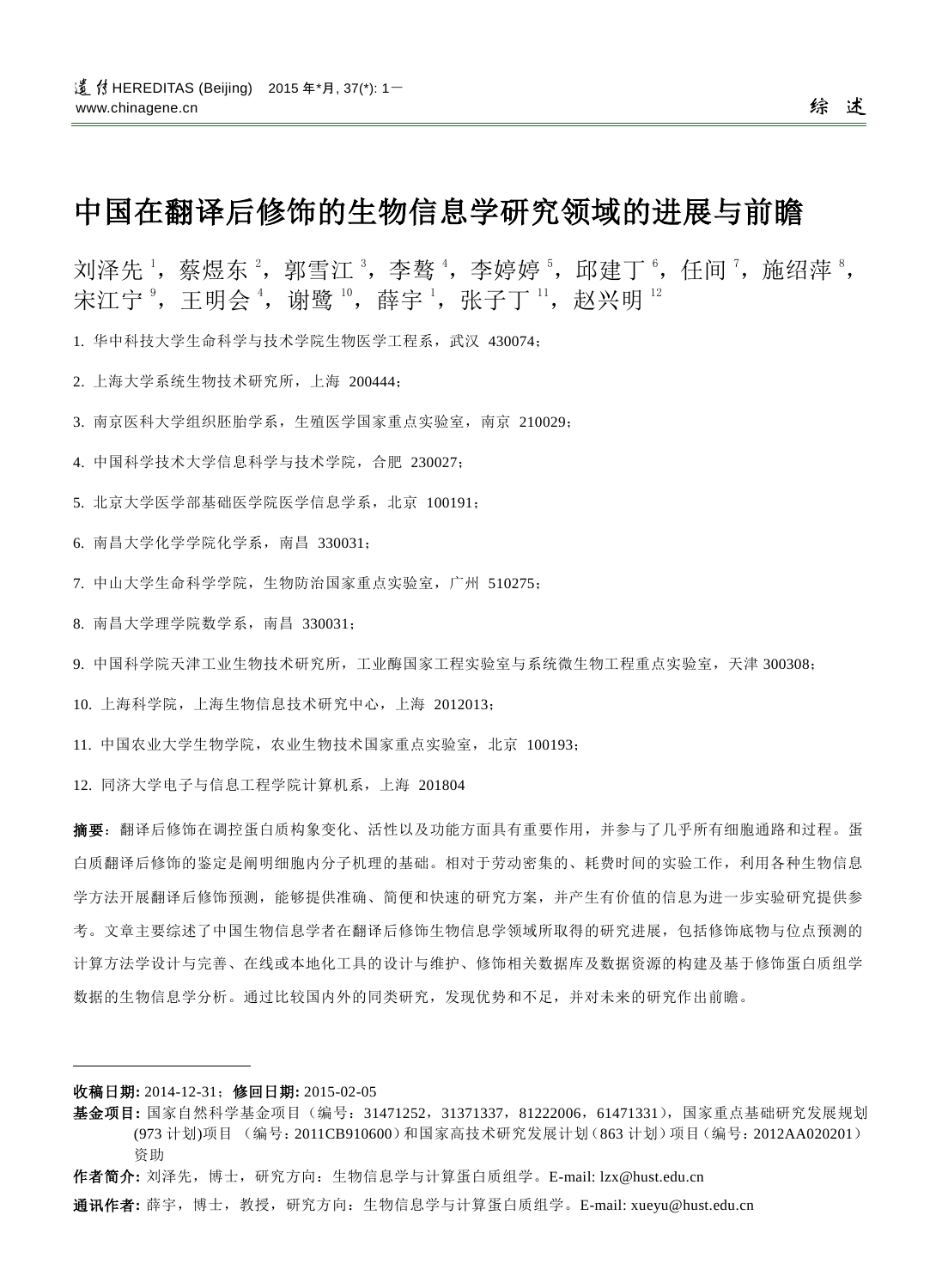# 中国在翻译后修饰的生物信息学研究领域的进展与前瞻

刘泽先[1]，蔡煜东[2]，郭雪江[3]，李鹜[4]，李婷婷[5]，邱建丁[6]，任间[7]，施绍萍[8]，宋江宁[9]，王明会[4]，谢鹭[10]，薛宇[1]，张子丁[11]，赵兴明[12]

1. 华中科技大学生命科学与技术学院生物医学工程系，武汉 430074；

2. 上海大学系统生物技术研究所，上海 200444；

3. 南京医科大学组织胚胎学系，生殖医学国家重点实验室，南京 210029；

4. 中国科学技术大学信息科学与技术学院，合肥 230027；

5. 北京大学医学部基础医学院医学信息学系，北京 100191；

6. 南昌大学化学学院化学系，南昌 330031；

7. 中山大学生命科学学院，生物防治国家重点实验室，广州 510275；

8. 南昌大学理学院数学系，南昌 330031；

9. 中国科学院天津工业生物技术研究所，工业酶国家工程实验室与系统微生物工程重点实验室，天津 300308；

10. 上海科学院，上海生物信息技术研究中心，上海 2012013；

11. 中国农业大学生物学院，农业生物技术国家重点实验室，北京 100193；

12. 同济大学电子与信息工程学院计算机系，上海 201804

**摘要**：翻译后修饰在调控蛋白质构象变化、活性以及功能方面具有重要作用，并参与了几乎所有细胞通路和过程。蛋白质翻译后修饰的鉴定是阐明细胞内分子机理的基础。相对于劳动密集的、耗费时间的实验工作，利用各种生物信息学方法开展翻译后修饰预测，能够提供准确、简便和快速的研究方案，并产生有价值的信息为进一步实验研究提供参考。文章主要综述了中国生物信息学者在翻译后修饰生物信息学领域所取得的研究进展，包括修饰底物与位点预测的计算方法学设计与完善、在线或本地化工具的设计与维护、修饰相关数据库及数据资源的构建及基于修饰蛋白质组学数据的生物信息学分析。通过比较国内外的同类研究，发现优势和不足，并对未来的研究作出前瞻。

---

**收稿日期:** 2014-12-31；**修回日期:** 2015-02-05

**基金项目:** 国家自然科学基金项目（编号：31471252，31371337，81222006，61471331），国家重点基础研究发展规划(973 计划)项目 （编号：2011CB910600）和国家高技术研究发展计划（863 计划）项目（编号：2012AA020201）资助

**作者简介:** 刘泽先，博士，研究方向：生物信息学与计算蛋白质组学。E-mail: lzx@hust.edu.cn

**通讯作者:** 薛宇，博士，教授，研究方向：生物信息学与计算蛋白质组学。E-mail: xueyu@hust.edu.cn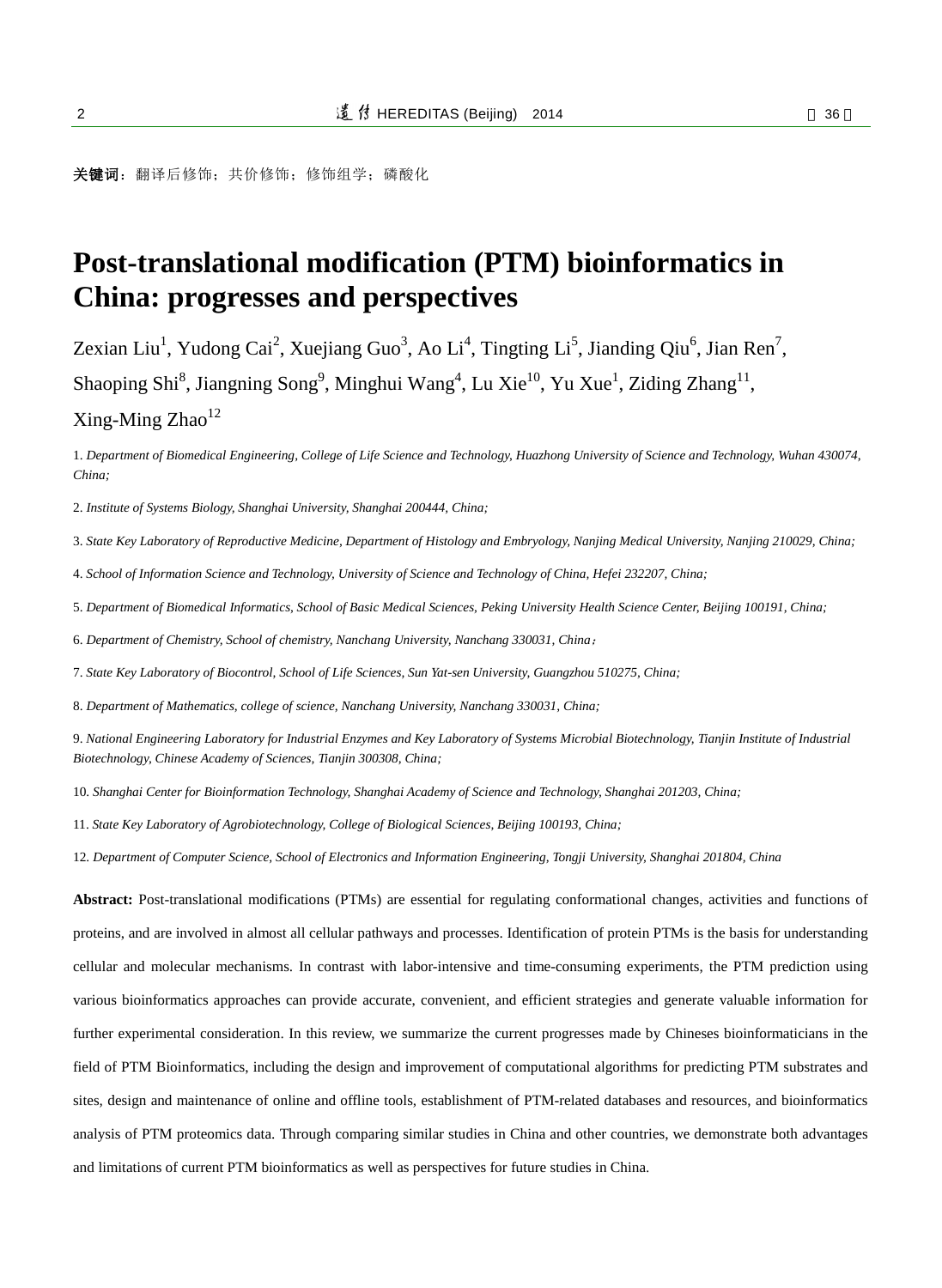**关键词**：翻译后修饰；共价修饰；修饰组学；磷酸化

# Post-translational modification (PTM) bioinformatics in China: progresses and perspectives

Zexian Liu[1], Yudong Cai[2], Xuejiang Guo[3], Ao Li[4], Tingting Li[5], Jianding Qiu[6], Jian Ren[7], Shaoping Shi[8], Jiangning Song[9], Minghui Wang[4], Lu Xie[10], Yu Xue[1], Ziding Zhang[11], Xing-Ming Zhao[12]

1. *Department of Biomedical Engineering, College of Life Science and Technology, Huazhong University of Science and Technology, Wuhan 430074, China;*

2. *Institute of Systems Biology, Shanghai University, Shanghai 200444, China;*

3. *State Key Laboratory of Reproductive Medicine, Department of Histology and Embryology, Nanjing Medical University, Nanjing 210029, China;*

4. *School of Information Science and Technology, University of Science and Technology of China, Hefei 232207, China;*

5. *Department of Biomedical Informatics, School of Basic Medical Sciences, Peking University Health Science Center, Beijing 100191, China;*

6. *Department of Chemistry, School of chemistry, Nanchang University, Nanchang 330031, China；*

7. *State Key Laboratory of Biocontrol, School of Life Sciences, Sun Yat-sen University, Guangzhou 510275, China;*

8. *Department of Mathematics, college of science, Nanchang University, Nanchang 330031, China;*

9. *National Engineering Laboratory for Industrial Enzymes and Key Laboratory of Systems Microbial Biotechnology, Tianjin Institute of Industrial Biotechnology, Chinese Academy of Sciences, Tianjin 300308, China;*

10. *Shanghai Center for Bioinformation Technology, Shanghai Academy of Science and Technology, Shanghai 201203, China;*

11. *State Key Laboratory of Agrobiotechnology, College of Biological Sciences, Beijing 100193, China;*

12. *Department of Computer Science, School of Electronics and Information Engineering, Tongji University, Shanghai 201804, China*

**Abstract:** Post-translational modifications (PTMs) are essential for regulating conformational changes, activities and functions of proteins, and are involved in almost all cellular pathways and processes. Identification of protein PTMs is the basis for understanding cellular and molecular mechanisms. In contrast with labor-intensive and time-consuming experiments, the PTM prediction using various bioinformatics approaches can provide accurate, convenient, and efficient strategies and generate valuable information for further experimental consideration. In this review, we summarize the current progresses made by Chineses bioinformaticians in the field of PTM Bioinformatics, including the design and improvement of computational algorithms for predicting PTM substrates and sites, design and maintenance of online and offline tools, establishment of PTM-related databases and resources, and bioinformatics analysis of PTM proteomics data. Through comparing similar studies in China and other countries, we demonstrate both advantages and limitations of current PTM bioinformatics as well as perspectives for future studies in China.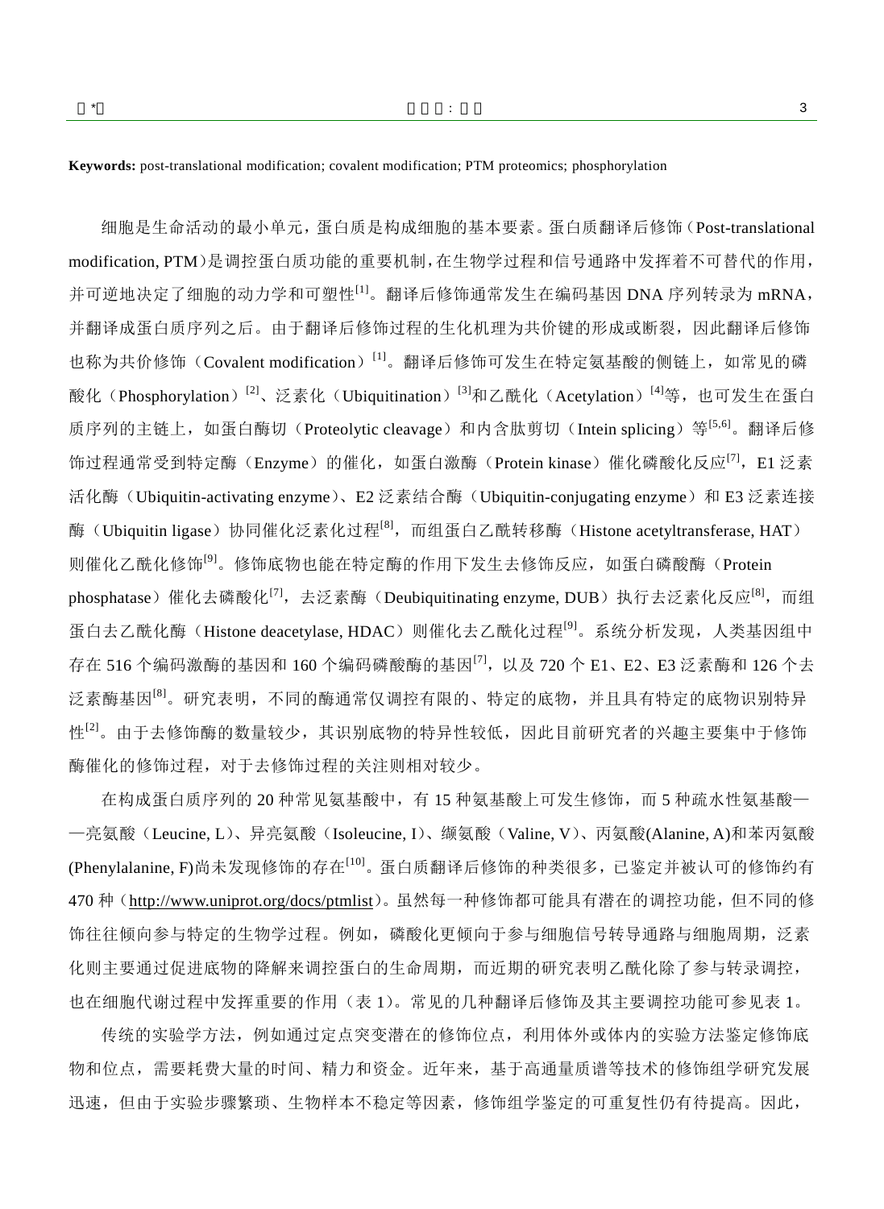**Keywords:** post-translational modification; covalent modification; PTM proteomics; phosphorylation

细胞是生命活动的最小单元，蛋白质是构成细胞的基本要素。蛋白质翻译后修饰（Post-translational modification, PTM）是调控蛋白质功能的重要机制，在生物学过程和信号通路中发挥着不可替代的作用，并可逆地决定了细胞的动力学和可塑性[1]。翻译后修饰通常发生在编码基因 DNA 序列转录为 mRNA，并翻译成蛋白质序列之后。由于翻译后修饰过程的生化机理为共价键的形成或断裂，因此翻译后修饰也称为共价修饰（Covalent modification）[1]。翻译后修饰可发生在特定氨基酸的侧链上，如常见的磷酸化（Phosphorylation）[2]、泛素化（Ubiquitination）[3]和乙酰化（Acetylation）[4]等，也可发生在蛋白质序列的主链上，如蛋白酶切（Proteolytic cleavage）和内含肽剪切（Intein splicing）等[5,6]。翻译后修饰过程通常受到特定酶（Enzyme）的催化，如蛋白激酶（Protein kinase）催化磷酸化反应[7]，E1 泛素活化酶（Ubiquitin-activating enzyme）、E2 泛素结合酶（Ubiquitin-conjugating enzyme）和 E3 泛素连接酶（Ubiquitin ligase）协同催化泛素化过程[8]，而组蛋白乙酰转移酶（Histone acetyltransferase, HAT）则催化乙酰化修饰[9]。修饰底物也能在特定酶的作用下发生去修饰反应，如蛋白磷酸酶（Protein phosphatase）催化去磷酸化[7]，去泛素酶（Deubiquitinating enzyme, DUB）执行去泛素化反应[8]，而组蛋白去乙酰化酶（Histone deacetylase, HDAC）则催化去乙酰化过程[9]。系统分析发现，人类基因组中存在 516 个编码激酶的基因和 160 个编码磷酸酶的基因[7]，以及 720 个 E1、E2、E3 泛素酶和 126 个去泛素酶基因[8]。研究表明，不同的酶通常仅调控有限的、特定的底物，并且具有特定的底物识别特异性[2]。由于去修饰酶的数量较少，其识别底物的特异性较低，因此目前研究者的兴趣主要集中于修饰酶催化的修饰过程，对于去修饰过程的关注则相对较少。

在构成蛋白质序列的 20 种常见氨基酸中，有 15 种氨基酸上可发生修饰，而 5 种疏水性氨基酸——亮氨酸（Leucine, L）、异亮氨酸（Isoleucine, I）、缬氨酸（Valine, V）、丙氨酸(Alanine, A)和苯丙氨酸(Phenylalanine, F)尚未发现修饰的存在[10]。蛋白质翻译后修饰的种类很多，已鉴定并被认可的修饰约有 470 种（http://www.uniprot.org/docs/ptmlist）。虽然每一种修饰都可能具有潜在的调控功能，但不同的修饰往往倾向参与特定的生物学过程。例如，磷酸化更倾向于参与细胞信号转导通路与细胞周期，泛素化则主要通过促进底物的降解来调控蛋白的生命周期，而近期的研究表明乙酰化除了参与转录调控，也在细胞代谢过程中发挥重要的作用（表 1）。常见的几种翻译后修饰及其主要调控功能可参见表 1。

传统的实验学方法，例如通过定点突变潜在的修饰位点，利用体外或体内的实验方法鉴定修饰底物和位点，需要耗费大量的时间、精力和资金。近年来，基于高通量质谱等技术的修饰组学研究发展迅速，但由于实验步骤繁琐、生物样本不稳定等因素，修饰组学鉴定的可重复性仍有待提高。因此，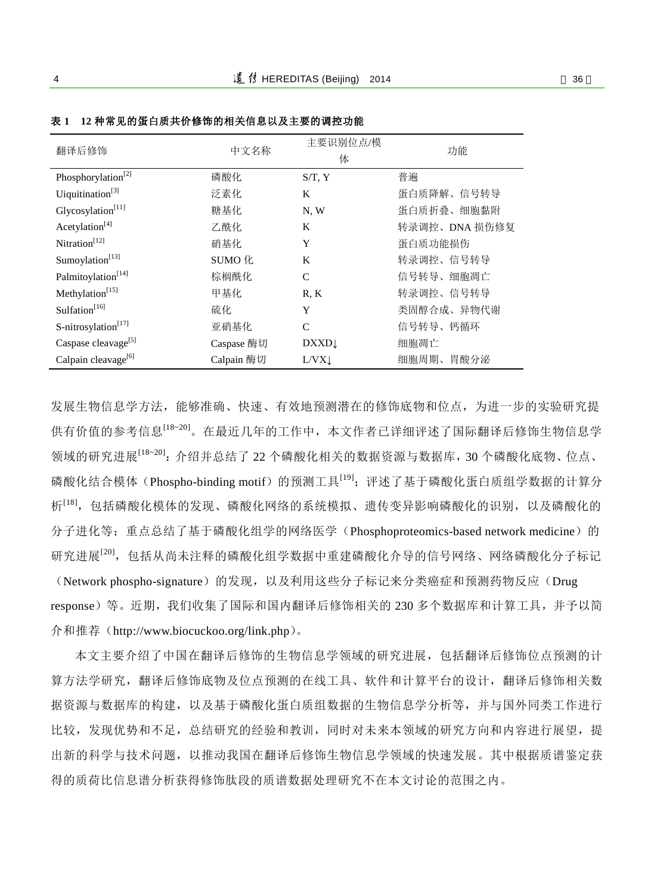**表 1　12 种常见的蛋白质共价修饰的相关信息以及主要的调控功能**

| 翻译后修饰 | 中文名称 | 主要识别位点/模体 | 功能 |
| --- | --- | --- | --- |
| Phosphorylation[2] | 磷酸化 | S/T, Y | 普遍 |
| Uiquitination[3] | 泛素化 | K | 蛋白质降解、信号转导 |
| Glycosylation[11] | 糖基化 | N, W | 蛋白质折叠、细胞黏附 |
| Acetylation[4] | 乙酰化 | K | 转录调控、DNA 损伤修复 |
| Nitration[12] | 硝基化 | Y | 蛋白质功能损伤 |
| Sumoylation[13] | SUMO 化 | K | 转录调控、信号转导 |
| Palmitoylation[14] | 棕榈酰化 | C | 信号转导、细胞凋亡 |
| Methylation[15] | 甲基化 | R, K | 转录调控、信号转导 |
| Sulfation[16] | 硫化 | Y | 类固醇合成、异物代谢 |
| S-nitrosylation[17] | 亚硝基化 | C | 信号转导、钙循环 |
| Caspase cleavage[5] | Caspase 酶切 | DXXD↓ | 细胞凋亡 |
| Calpain cleavage[6] | Calpain 酶切 | L/VX↓ | 细胞周期、胃酸分泌 |

发展生物信息学方法，能够准确、快速、有效地预测潜在的修饰底物和位点，为进一步的实验研究提供有价值的参考信息[18~20]。在最近几年的工作中，本文作者已详细评述了国际翻译后修饰生物信息学领域的研究进展[18~20]：介绍并总结了 22 个磷酸化相关的数据资源与数据库，30 个磷酸化底物、位点、磷酸化结合模体（Phospho-binding motif）的预测工具[19]；评述了基于磷酸化蛋白质组学数据的计算分析[18]，包括磷酸化模体的发现、磷酸化网络的系统模拟、遗传变异影响磷酸化的识别，以及磷酸化的分子进化等；重点总结了基于磷酸化组学的网络医学（Phosphoproteomics-based network medicine）的研究进展[20]，包括从尚未注释的磷酸化组学数据中重建磷酸化介导的信号网络、网络磷酸化分子标记（Network phospho-signature）的发现，以及利用这些分子标记来分类癌症和预测药物反应（Drug response）等。近期，我们收集了国际和国内翻译后修饰相关的 230 多个数据库和计算工具，并予以简介和推荐（http://www.biocuckoo.org/link.php）。

本文主要介绍了中国在翻译后修饰的生物信息学领域的研究进展，包括翻译后修饰位点预测的计算方法学研究，翻译后修饰底物及位点预测的在线工具、软件和计算平台的设计，翻译后修饰相关数据资源与数据库的构建，以及基于磷酸化蛋白质组数据的生物信息学分析等，并与国外同类工作进行比较，发现优势和不足，总结研究的经验和教训，同时对未来本领域的研究方向和内容进行展望，提出新的科学与技术问题，以推动我国在翻译后修饰生物信息学领域的快速发展。其中根据质谱鉴定获得的质荷比信息谱分析获得修饰肽段的质谱数据处理研究不在本文讨论的范围之内。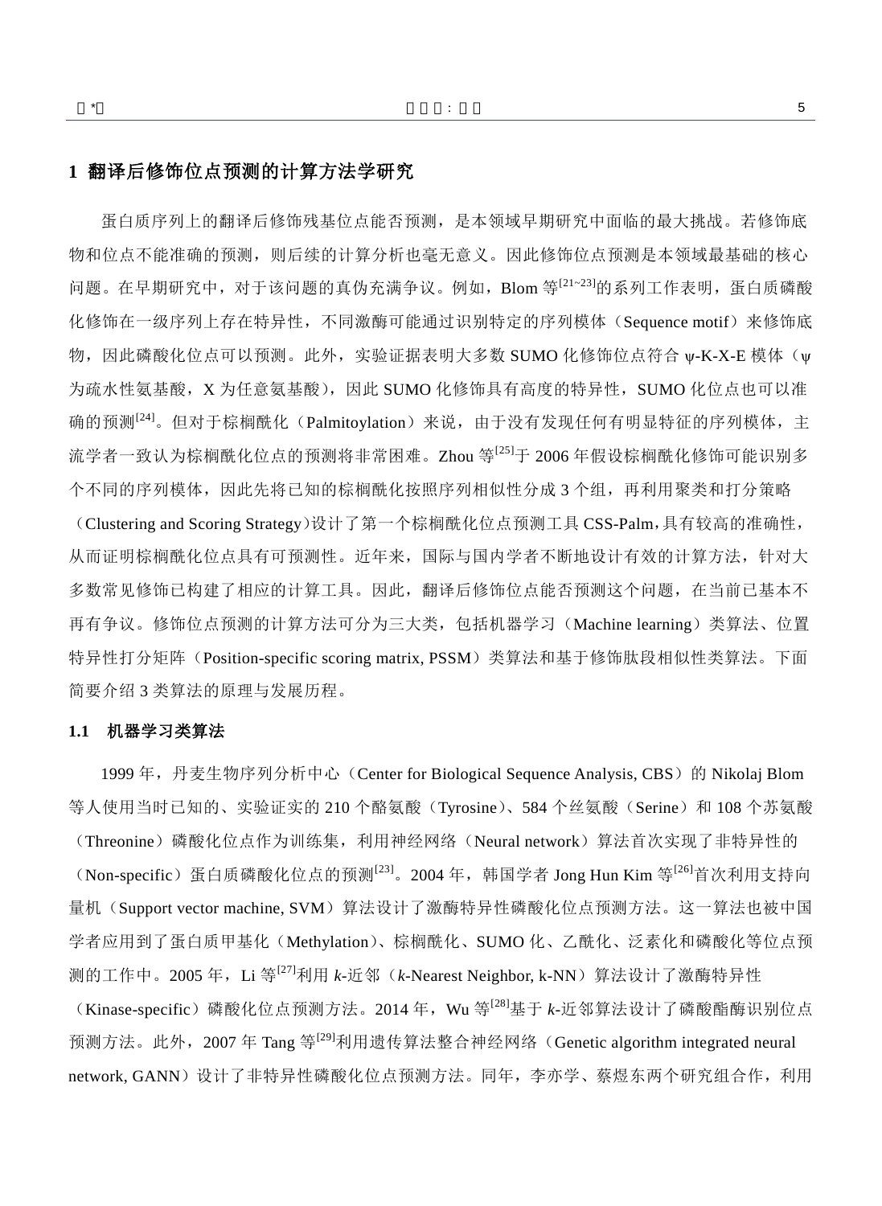## 1 翻译后修饰位点预测的计算方法学研究

蛋白质序列上的翻译后修饰残基位点能否预测，是本领域早期研究中面临的最大挑战。若修饰底物和位点不能准确的预测，则后续的计算分析也毫无意义。因此修饰位点预测是本领域最基础的核心问题。在早期研究中，对于该问题的真伪充满争议。例如，Blom 等[21~23]的系列工作表明，蛋白质磷酸化修饰在一级序列上存在特异性，不同激酶可能通过识别特定的序列模体（Sequence motif）来修饰底物，因此磷酸化位点可以预测。此外，实验证据表明大多数 SUMO 化修饰位点符合 ψ-K-X-E 模体（ψ 为疏水性氨基酸，X 为任意氨基酸），因此 SUMO 化修饰具有高度的特异性，SUMO 化位点也可以准确的预测[24]。但对于棕榈酰化（Palmitoylation）来说，由于没有发现任何有明显特征的序列模体，主流学者一致认为棕榈酰化位点的预测将非常困难。Zhou 等[25]于 2006 年假设棕榈酰化修饰可能识别多个不同的序列模体，因此先将已知的棕榈酰化按照序列相似性分成 3 个组，再利用聚类和打分策略（Clustering and Scoring Strategy）设计了第一个棕榈酰化位点预测工具 CSS-Palm，具有较高的准确性，从而证明棕榈酰化位点具有可预测性。近年来，国际与国内学者不断地设计有效的计算方法，针对大多数常见修饰已构建了相应的计算工具。因此，翻译后修饰位点能否预测这个问题，在当前已基本不再有争议。修饰位点预测的计算方法可分为三大类，包括机器学习（Machine learning）类算法、位置特异性打分矩阵（Position-specific scoring matrix, PSSM）类算法和基于修饰肽段相似性类算法。下面简要介绍 3 类算法的原理与发展历程。

### 1.1 机器学习类算法

1999 年，丹麦生物序列分析中心（Center for Biological Sequence Analysis, CBS）的 Nikolaj Blom 等人使用当时已知的、实验证实的 210 个酪氨酸（Tyrosine）、584 个丝氨酸（Serine）和 108 个苏氨酸（Threonine）磷酸化位点作为训练集，利用神经网络（Neural network）算法首次实现了非特异性的（Non-specific）蛋白质磷酸化位点的预测[23]。2004 年，韩国学者 Jong Hun Kim 等[26]首次利用支持向量机（Support vector machine, SVM）算法设计了激酶特异性磷酸化位点预测方法。这一算法也被中国学者应用到了蛋白质甲基化（Methylation）、棕榈酰化、SUMO 化、乙酰化、泛素化和磷酸化等位点预测的工作中。2005 年，Li 等[27]利用 *k*-近邻（*k*-Nearest Neighbor, k-NN）算法设计了激酶特异性（Kinase-specific）磷酸化位点预测方法。2014 年，Wu 等[28]基于 *k*-近邻算法设计了磷酸酯酶识别位点预测方法。此外，2007 年 Tang 等[29]利用遗传算法整合神经网络（Genetic algorithm integrated neural network, GANN）设计了非特异性磷酸化位点预测方法。同年，李亦学、蔡煜东两个研究组合作，利用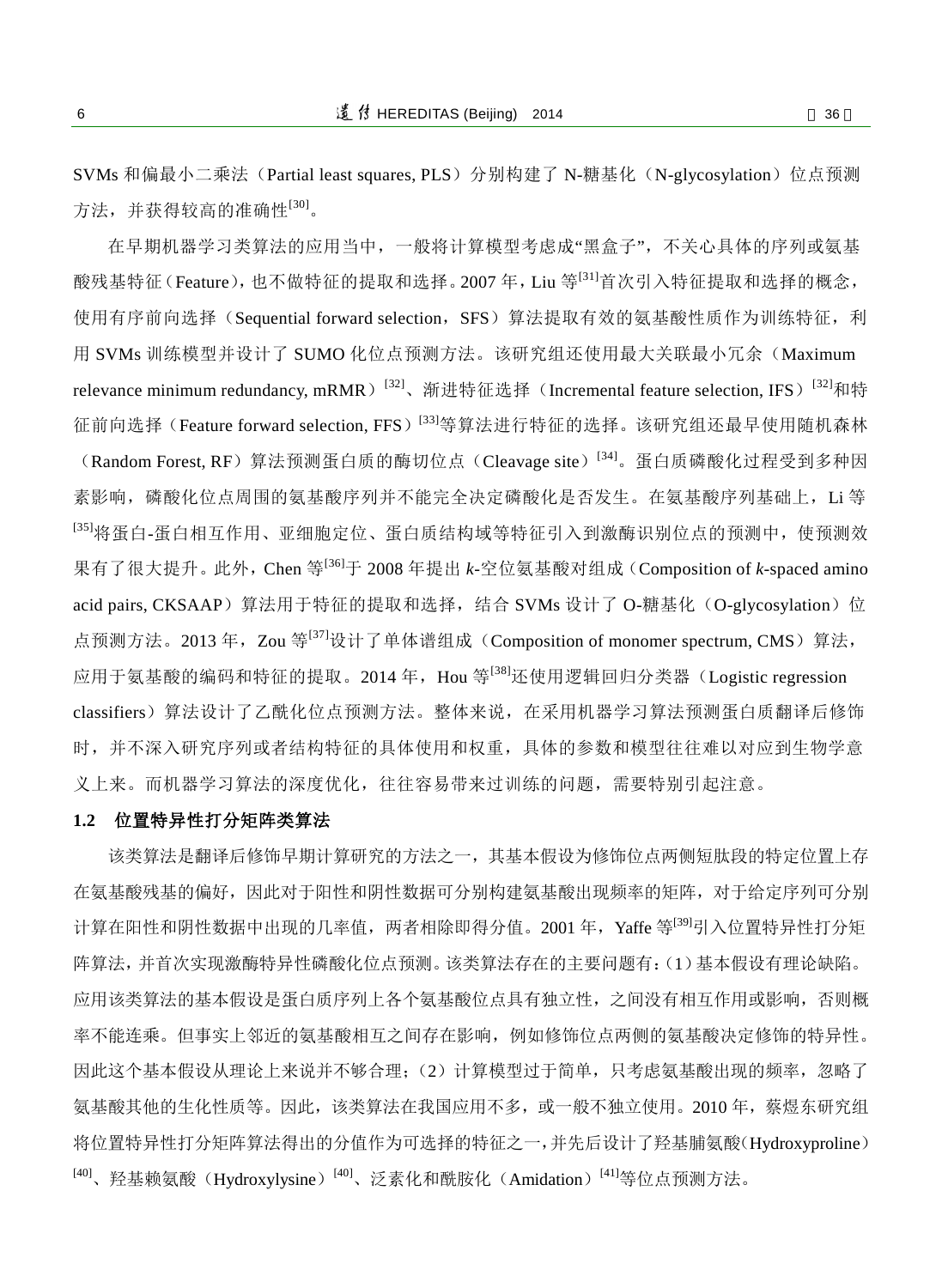SVMs 和偏最小二乘法（Partial least squares, PLS）分别构建了 N-糖基化（N-glycosylation）位点预测方法，并获得较高的准确性[30]。

在早期机器学习类算法的应用当中，一般将计算模型考虑成“黑盒子”，不关心具体的序列或氨基酸残基特征（Feature），也不做特征的提取和选择。2007 年，Liu 等[31]首次引入特征提取和选择的概念，使用有序前向选择（Sequential forward selection，SFS）算法提取有效的氨基酸性质作为训练特征，利用 SVMs 训练模型并设计了 SUMO 化位点预测方法。该研究组还使用最大关联最小冗余（Maximum relevance minimum redundancy, mRMR）[32]、渐进特征选择（Incremental feature selection, IFS）[32]和特征前向选择（Feature forward selection, FFS）[33]等算法进行特征的选择。该研究组还最早使用随机森林（Random Forest, RF）算法预测蛋白质的酶切位点（Cleavage site）[34]。蛋白质磷酸化过程受到多种因素影响，磷酸化位点周围的氨基酸序列并不能完全决定磷酸化是否发生。在氨基酸序列基础上，Li 等[35]将蛋白-蛋白相互作用、亚细胞定位、蛋白质结构域等特征引入到激酶识别位点的预测中，使预测效果有了很大提升。此外，Chen 等[36]于 2008 年提出 *k*-空位氨基酸对组成（Composition of *k*-spaced amino acid pairs, CKSAAP）算法用于特征的提取和选择，结合 SVMs 设计了 O-糖基化（O-glycosylation）位点预测方法。2013 年，Zou 等[37]设计了单体谱组成（Composition of monomer spectrum, CMS）算法，应用于氨基酸的编码和特征的提取。2014 年，Hou 等[38]还使用逻辑回归分类器（Logistic regression classifiers）算法设计了乙酰化位点预测方法。整体来说，在采用机器学习算法预测蛋白质翻译后修饰时，并不深入研究序列或者结构特征的具体使用和权重，具体的参数和模型往往难以对应到生物学意义上来。而机器学习算法的深度优化，往往容易带来过训练的问题，需要特别引起注意。

### 1.2 位置特异性打分矩阵类算法

该类算法是翻译后修饰早期计算研究的方法之一，其基本假设为修饰位点两侧短肽段的特定位置上存在氨基酸残基的偏好，因此对于阳性和阴性数据可分别构建氨基酸出现频率的矩阵，对于给定序列可分别计算在阳性和阴性数据中出现的几率值，两者相除即得分值。2001 年，Yaffe 等[39]引入位置特异性打分矩阵算法，并首次实现激酶特异性磷酸化位点预测。该类算法存在的主要问题有：（1）基本假设有理论缺陷。应用该类算法的基本假设是蛋白质序列上各个氨基酸位点具有独立性，之间没有相互作用或影响，否则概率不能连乘。但事实上邻近的氨基酸相互之间存在影响，例如修饰位点两侧的氨基酸决定修饰的特异性。因此这个基本假设从理论上来说并不够合理；（2）计算模型过于简单，只考虑氨基酸出现的频率，忽略了氨基酸其他的生化性质等。因此，该类算法在我国应用不多，或一般不独立使用。2010 年，蔡煜东研究组将位置特异性打分矩阵算法得出的分值作为可选择的特征之一，并先后设计了羟基脯氨酸（Hydroxyproline）[40]、羟基赖氨酸（Hydroxylysine）[40]、泛素化和酰胺化（Amidation）[41]等位点预测方法。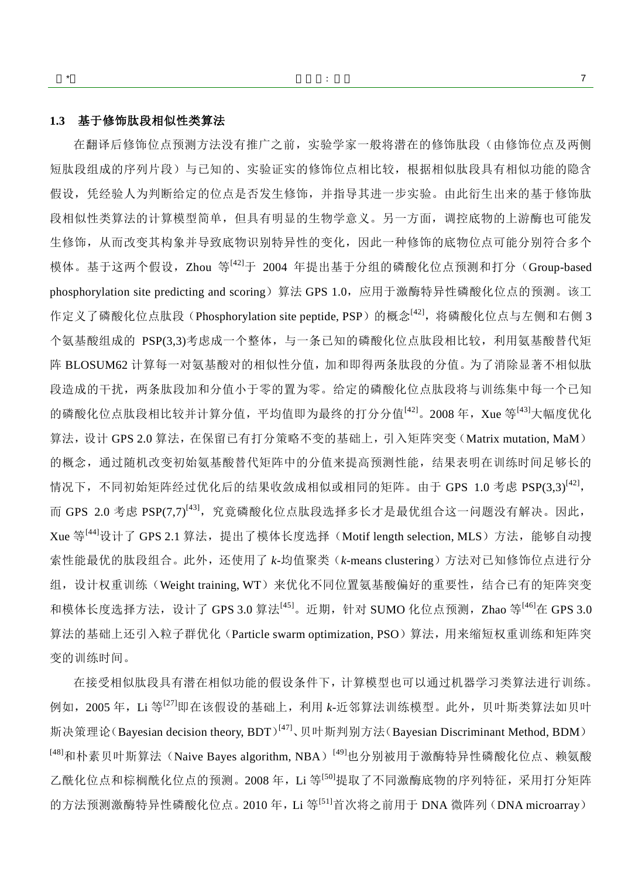### 1.3 基于修饰肽段相似性类算法

在翻译后修饰位点预测方法没有推广之前，实验学家一般将潜在的修饰肽段（由修饰位点及两侧短肽段组成的序列片段）与已知的、实验证实的修饰位点相比较，根据相似肽段具有相似功能的隐含假设，凭经验人为判断给定的位点是否发生修饰，并指导其进一步实验。由此衍生出来的基于修饰肽段相似性类算法的计算模型简单，但具有明显的生物学意义。另一方面，调控底物的上游酶也可能发生修饰，从而改变其构象并导致底物识别特异性的变化，因此一种修饰的底物位点可能分别符合多个模体。基于这两个假设，Zhou 等[42]于 2004 年提出基于分组的磷酸化位点预测和打分（Group-based phosphorylation site predicting and scoring）算法 GPS 1.0，应用于激酶特异性磷酸化位点的预测。该工作定义了磷酸化位点肽段（Phosphorylation site peptide, PSP）的概念[42]，将磷酸化位点与左侧和右侧 3 个氨基酸组成的 PSP(3,3)考虑成一个整体，与一条已知的磷酸化位点肽段相比较，利用氨基酸替代矩阵 BLOSUM62 计算每一对氨基酸对的相似性分值，加和即得两条肽段的分值。为了消除显著不相似肽段造成的干扰，两条肽段加和分值小于零的置为零。给定的磷酸化位点肽段将与训练集中每一个已知的磷酸化位点肽段相比较并计算分值，平均值即为最终的打分分值[42]。2008 年，Xue 等[43]大幅度优化算法，设计 GPS 2.0 算法，在保留已有打分策略不变的基础上，引入矩阵突变（Matrix mutation, MaM）的概念，通过随机改变初始氨基酸替代矩阵中的分值来提高预测性能，结果表明在训练时间足够长的情况下，不同初始矩阵经过优化后的结果收敛成相似或相同的矩阵。由于 GPS 1.0 考虑 PSP(3,3)[42]，而 GPS 2.0 考虑 PSP(7,7)[43]，究竟磷酸化位点肽段选择多长才是最优组合这一问题没有解决。因此，Xue 等[44]设计了 GPS 2.1 算法，提出了模体长度选择（Motif length selection, MLS）方法，能够自动搜索性能最优的肽段组合。此外，还使用了 *k*-均值聚类（*k*-means clustering）方法对已知修饰位点进行分组，设计权重训练（Weight training, WT）来优化不同位置氨基酸偏好的重要性，结合已有的矩阵突变和模体长度选择方法，设计了 GPS 3.0 算法[45]。近期，针对 SUMO 化位点预测，Zhao 等[46]在 GPS 3.0 算法的基础上还引入粒子群优化（Particle swarm optimization, PSO）算法，用来缩短权重训练和矩阵突变的训练时间。

在接受相似肽段具有潜在相似功能的假设条件下，计算模型也可以通过机器学习类算法进行训练。例如，2005 年，Li 等[27]即在该假设的基础上，利用 *k*-近邻算法训练模型。此外，贝叶斯类算法如贝叶斯决策理论（Bayesian decision theory, BDT）[47]、贝叶斯判别方法（Bayesian Discriminant Method, BDM）[48]和朴素贝叶斯算法（Naive Bayes algorithm, NBA）[49]也分别被用于激酶特异性磷酸化位点、赖氨酸乙酰化位点和棕榈酰化位点的预测。2008 年，Li 等[50]提取了不同激酶底物的序列特征，采用打分矩阵的方法预测激酶特异性磷酸化位点。2010 年，Li 等[51]首次将之前用于 DNA 微阵列（DNA microarray）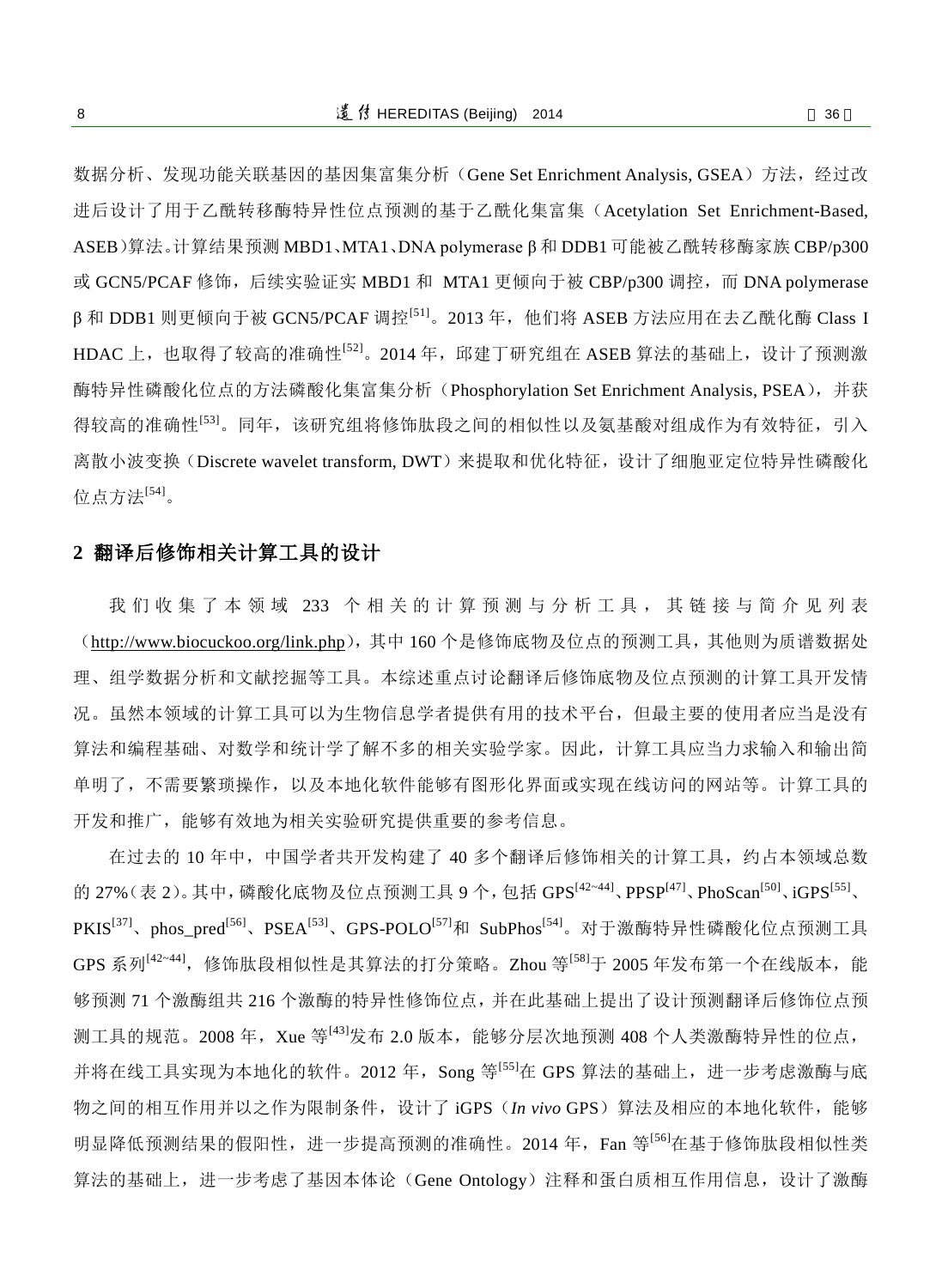数据分析、发现功能关联基因的基因集富集分析（Gene Set Enrichment Analysis, GSEA）方法，经过改进后设计了用于乙酰转移酶特异性位点预测的基于乙酰化集富集（Acetylation Set Enrichment-Based, ASEB）算法。计算结果预测 MBD1、MTA1、DNA polymerase β 和 DDB1 可能被乙酰转移酶家族 CBP/p300 或 GCN5/PCAF 修饰，后续实验证实 MBD1 和 MTA1 更倾向于被 CBP/p300 调控，而 DNA polymerase β 和 DDB1 则更倾向于被 GCN5/PCAF 调控[51]。2013 年，他们将 ASEB 方法应用在去乙酰化酶 Class I HDAC 上，也取得了较高的准确性[52]。2014 年，邱建丁研究组在 ASEB 算法的基础上，设计了预测激酶特异性磷酸化位点的方法磷酸化集富集分析（Phosphorylation Set Enrichment Analysis, PSEA），并获得较高的准确性[53]。同年，该研究组将修饰肽段之间的相似性以及氨基酸对组成作为有效特征，引入离散小波变换（Discrete wavelet transform, DWT）来提取和优化特征，设计了细胞亚定位特异性磷酸化位点方法[54]。

## 2 翻译后修饰相关计算工具的设计

我们收集了本领域 233 个相关的计算预测与分析工具，其链接与简介见列表（http://www.biocuckoo.org/link.php），其中 160 个是修饰底物及位点的预测工具，其他则为质谱数据处理、组学数据分析和文献挖掘等工具。本综述重点讨论翻译后修饰底物及位点预测的计算工具开发情况。虽然本领域的计算工具可以为生物信息学者提供有用的技术平台，但最主要的使用者应当是没有算法和编程基础、对数学和统计学了解不多的相关实验学家。因此，计算工具应当力求输入和输出简单明了，不需要繁琐操作，以及本地化软件能够有图形化界面或实现在线访问的网站等。计算工具的开发和推广，能够有效地为相关实验研究提供重要的参考信息。

在过去的 10 年中，中国学者共开发构建了 40 多个翻译后修饰相关的计算工具，约占本领域总数的 27%（表 2）。其中，磷酸化底物及位点预测工具 9 个，包括 GPS[42~44]、PPSP[47]、PhoScan[50]、iGPS[55]、PKIS[37]、phos_pred[56]、PSEA[53]、GPS-POLO[57]和 SubPhos[54]。对于激酶特异性磷酸化位点预测工具 GPS 系列[42~44]，修饰肽段相似性是其算法的打分策略。Zhou 等[58]于 2005 年发布第一个在线版本，能够预测 71 个激酶组共 216 个激酶的特异性修饰位点，并在此基础上提出了设计预测翻译后修饰位点预测工具的规范。2008 年，Xue 等[43]发布 2.0 版本，能够分层次地预测 408 个人类激酶特异性的位点，并将在线工具实现为本地化的软件。2012 年，Song 等[55]在 GPS 算法的基础上，进一步考虑激酶与底物之间的相互作用并以之作为限制条件，设计了 iGPS（*In vivo* GPS）算法及相应的本地化软件，能够明显降低预测结果的假阳性，进一步提高预测的准确性。2014 年，Fan 等[56]在基于修饰肽段相似性类算法的基础上，进一步考虑了基因本体论（Gene Ontology）注释和蛋白质相互作用信息，设计了激酶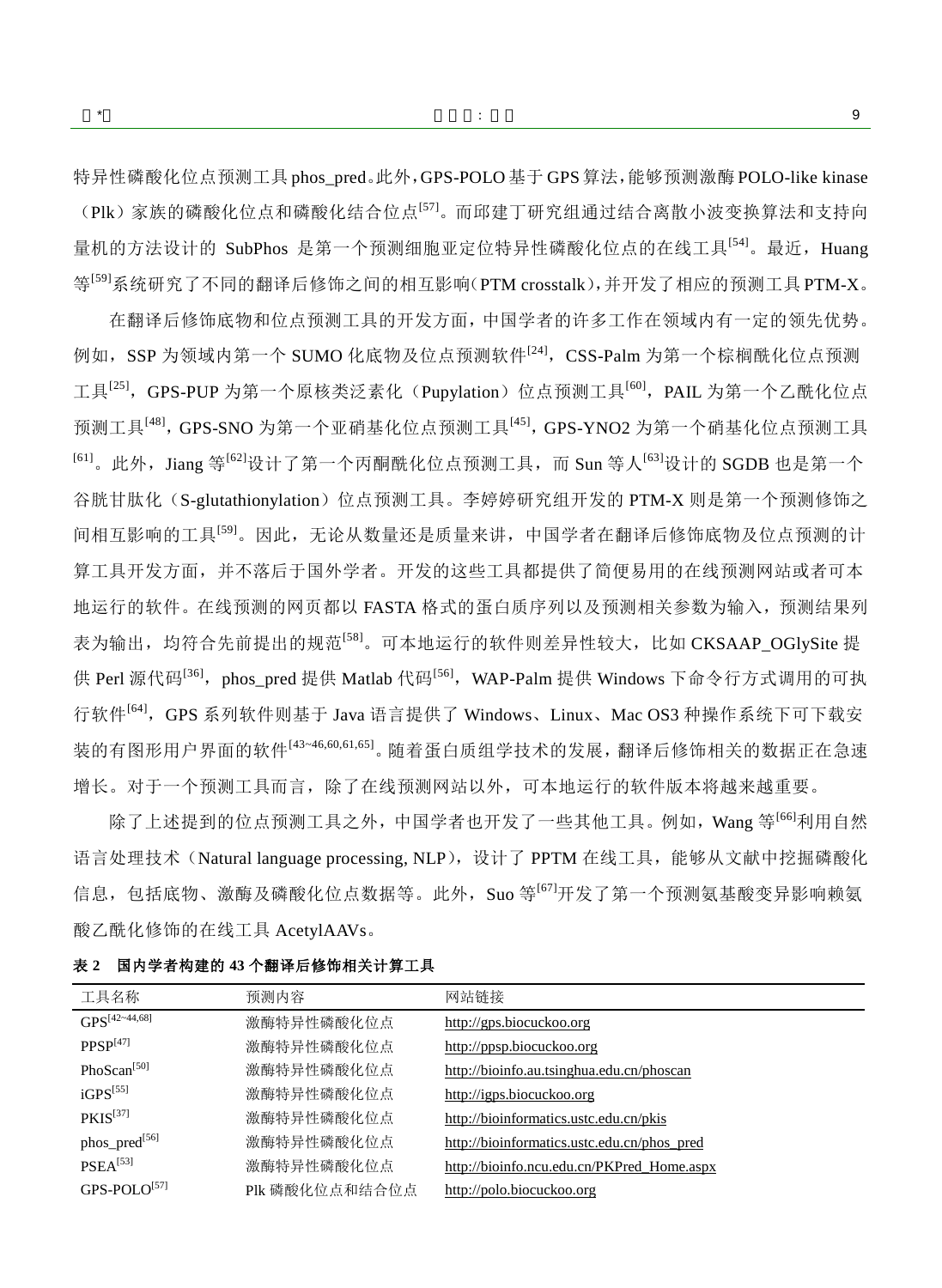特异性磷酸化位点预测工具 phos_pred。此外，GPS-POLO 基于 GPS 算法，能够预测激酶 POLO-like kinase（Plk）家族的磷酸化位点和磷酸化结合位点[57]。而邱建丁研究组通过结合离散小波变换算法和支持向量机的方法设计的 SubPhos 是第一个预测细胞亚定位特异性磷酸化位点的在线工具[54]。最近，Huang 等[59]系统研究了不同的翻译后修饰之间的相互影响（PTM crosstalk），并开发了相应的预测工具 PTM-X。

在翻译后修饰底物和位点预测工具的开发方面，中国学者的许多工作在领域内有一定的领先优势。例如，SSP 为领域内第一个 SUMO 化底物及位点预测软件[24]，CSS-Palm 为第一个棕榈酰化位点预测工具[25]，GPS-PUP 为第一个原核类泛素化（Pupylation）位点预测工具[60]，PAIL 为第一个乙酰化位点预测工具[48]，GPS-SNO 为第一个亚硝基化位点预测工具[45]，GPS-YNO2 为第一个硝基化位点预测工具[61]。此外，Jiang 等[62]设计了第一个丙酮酰化位点预测工具，而 Sun 等人[63]设计的 SGDB 也是第一个谷胱甘肽化（S-glutathionylation）位点预测工具。李婷婷研究组开发的 PTM-X 则是第一个预测修饰之间相互影响的工具[59]。因此，无论从数量还是质量来讲，中国学者在翻译后修饰底物及位点预测的计算工具开发方面，并不落后于国外学者。开发的这些工具都提供了简便易用的在线预测网站或者可本地运行的软件。在线预测的网页都以 FASTA 格式的蛋白质序列以及预测相关参数为输入，预测结果列表为输出，均符合先前提出的规范[58]。可本地运行的软件则差异性较大，比如 CKSAAP_OGlySite 提供 Perl 源代码[36]，phos_pred 提供 Matlab 代码[56]，WAP-Palm 提供 Windows 下命令行方式调用的可执行软件[64]，GPS 系列软件则基于 Java 语言提供了 Windows、Linux、Mac OS3 种操作系统下可下载安装的有图形用户界面的软件[43~46,60,61,65]。随着蛋白质组学技术的发展，翻译后修饰相关的数据正在急速增长。对于一个预测工具而言，除了在线预测网站以外，可本地运行的软件版本将越来越重要。

除了上述提到的位点预测工具之外，中国学者也开发了一些其他工具。例如，Wang 等[66]利用自然语言处理技术（Natural language processing, NLP），设计了 PPTM 在线工具，能够从文献中挖掘磷酸化信息，包括底物、激酶及磷酸化位点数据等。此外，Suo 等[67]开发了第一个预测氨基酸变异影响赖氨酸乙酰化修饰的在线工具 AcetylAAVs。

**表 2 国内学者构建的 43 个翻译后修饰相关计算工具**

| 工具名称 | 预测内容 | 网站链接 |
|---|---|---|
| GPS[42~44,68] | 激酶特异性磷酸化位点 | http://gps.biocuckoo.org |
| PPSP[47] | 激酶特异性磷酸化位点 | http://ppsp.biocuckoo.org |
| PhoScan[50] | 激酶特异性磷酸化位点 | http://bioinfo.au.tsinghua.edu.cn/phoscan |
| iGPS[55] | 激酶特异性磷酸化位点 | http://igps.biocuckoo.org |
| PKIS[37] | 激酶特异性磷酸化位点 | http://bioinformatics.ustc.edu.cn/pkis |
| phos_pred[56] | 激酶特异性磷酸化位点 | http://bioinformatics.ustc.edu.cn/phos_pred |
| PSEA[53] | 激酶特异性磷酸化位点 | http://bioinfo.ncu.edu.cn/PKPred_Home.aspx |
| GPS-POLO[57] | Plk 磷酸化位点和结合位点 | http://polo.biocuckoo.org |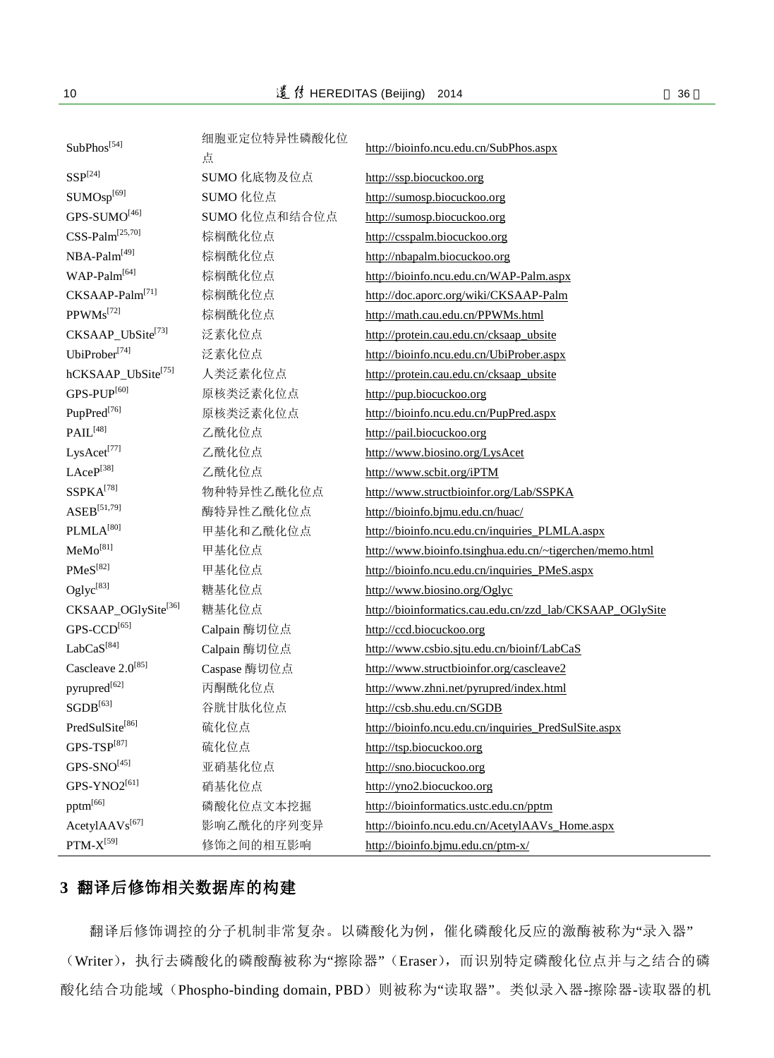| | | |
|---|---|---|
| SubPhos[54] | 细胞亚定位特异性磷酸化位点 | http://bioinfo.ncu.edu.cn/SubPhos.aspx |
| SSP[24] | SUMO 化底物及位点 | http://ssp.biocuckoo.org |
| SUMOsp[69] | SUMO 化位点 | http://sumosp.biocuckoo.org |
| GPS-SUMO[46] | SUMO 化位点和结合位点 | http://sumosp.biocuckoo.org |
| CSS-Palm[25,70] | 棕榈酰化位点 | http://csspalm.biocuckoo.org |
| NBA-Palm[49] | 棕榈酰化位点 | http://nbapalm.biocuckoo.org |
| WAP-Palm[64] | 棕榈酰化位点 | http://bioinfo.ncu.edu.cn/WAP-Palm.aspx |
| CKSAAP-Palm[71] | 棕榈酰化位点 | http://doc.aporc.org/wiki/CKSAAP-Palm |
| PPWMs[72] | 棕榈酰化位点 | http://math.cau.edu.cn/PPWMs.html |
| CKSAAP_UbSite[73] | 泛素化位点 | http://protein.cau.edu.cn/cksaap_ubsite |
| UbiProber[74] | 泛素化位点 | http://bioinfo.ncu.edu.cn/UbiProber.aspx |
| hCKSAAP_UbSite[75] | 人类泛素化位点 | http://protein.cau.edu.cn/cksaap_ubsite |
| GPS-PUP[60] | 原核类泛素化位点 | http://pup.biocuckoo.org |
| PupPred[76] | 原核类泛素化位点 | http://bioinfo.ncu.edu.cn/PupPred.aspx |
| PAIL[48] | 乙酰化位点 | http://pail.biocuckoo.org |
| LysAcet[77] | 乙酰化位点 | http://www.biosino.org/LysAcet |
| LAceP[38] | 乙酰化位点 | http://www.scbit.org/iPTM |
| SSPKA[78] | 物种特异性乙酰化位点 | http://www.structbioinfor.org/Lab/SSPKA |
| ASEB[51,79] | 酶特异性乙酰化位点 | http://bioinfo.bjmu.edu.cn/huac/ |
| PLMLA[80] | 甲基化和乙酰化位点 | http://bioinfo.ncu.edu.cn/inquiries_PLMLA.aspx |
| MeMo[81] | 甲基化位点 | http://www.bioinfo.tsinghua.edu.cn/~tigerchen/memo.html |
| PMeS[82] | 甲基化位点 | http://bioinfo.ncu.edu.cn/inquiries_PMeS.aspx |
| Oglyc[83] | 糖基化位点 | http://www.biosino.org/Oglyc |
| CKSAAP_OGlySite[36] | 糖基化位点 | http://bioinformatics.cau.edu.cn/zzd_lab/CKSAAP_OGlySite |
| GPS-CCD[65] | Calpain 酶切位点 | http://ccd.biocuckoo.org |
| LabCaS[84] | Calpain 酶切位点 | http://www.csbio.sjtu.edu.cn/bioinf/LabCaS |
| Cascleave 2.0[85] | Caspase 酶切位点 | http://www.structbioinfor.org/cascleave2 |
| pyrupred[62] | 丙酮酰化位点 | http://www.zhni.net/pyrupred/index.html |
| SGDB[63] | 谷胱甘肽化位点 | http://csb.shu.edu.cn/SGDB |
| PredSulSite[86] | 硫化位点 | http://bioinfo.ncu.edu.cn/inquiries_PredSulSite.aspx |
| GPS-TSP[87] | 硫化位点 | http://tsp.biocuckoo.org |
| GPS-SNO[45] | 亚硝基化位点 | http://sno.biocuckoo.org |
| GPS-YNO2[61] | 硝基化位点 | http://yno2.biocuckoo.org |
| pptm[66] | 磷酸化位点文本挖掘 | http://bioinformatics.ustc.edu.cn/pptm |
| AcetylAAVs[67] | 影响乙酰化的序列变异 | http://bioinfo.ncu.edu.cn/AcetylAAVs_Home.aspx |
| PTM-X[59] | 修饰之间的相互影响 | http://bioinfo.bjmu.edu.cn/ptm-x/ |

## 3 翻译后修饰相关数据库的构建

翻译后修饰调控的分子机制非常复杂。以磷酸化为例，催化磷酸化反应的激酶被称为“录入器”（Writer），执行去磷酸化的磷酸酶被称为“擦除器”（Eraser），而识别特定磷酸化位点并与之结合的磷酸化结合功能域（Phospho-binding domain, PBD）则被称为“读取器”。类似录入器-擦除器-读取器的机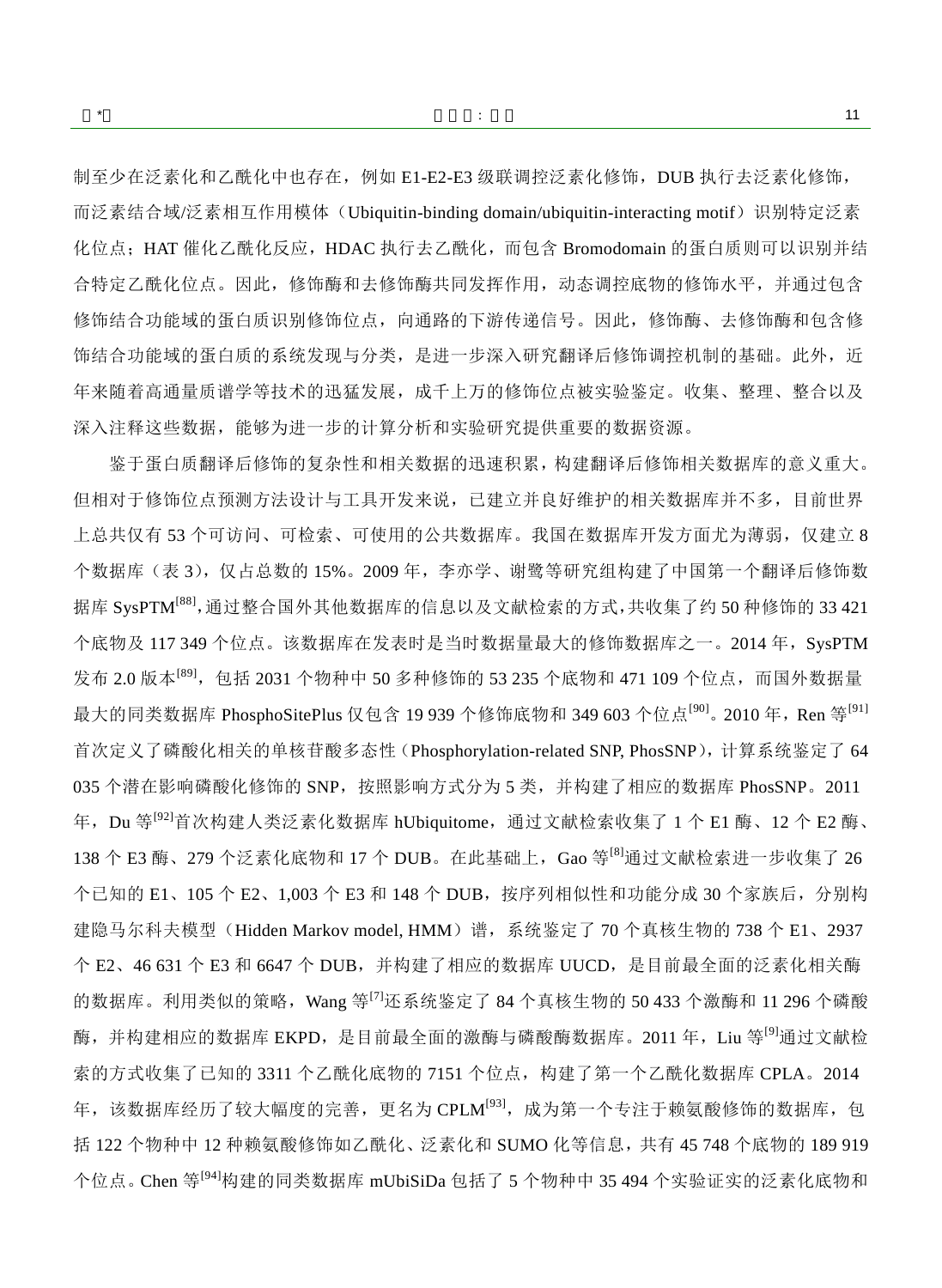制至少在泛素化和乙酰化中也存在，例如 E1-E2-E3 级联调控泛素化修饰，DUB 执行去泛素化修饰，而泛素结合域/泛素相互作用模体（Ubiquitin-binding domain/ubiquitin-interacting motif）识别特定泛素化位点；HAT 催化乙酰化反应，HDAC 执行去乙酰化，而包含 Bromodomain 的蛋白质则可以识别并结合特定乙酰化位点。因此，修饰酶和去修饰酶共同发挥作用，动态调控底物的修饰水平，并通过包含修饰结合功能域的蛋白质识别修饰位点，向通路的下游传递信号。因此，修饰酶、去修饰酶和包含修饰结合功能域的蛋白质的系统发现与分类，是进一步深入研究翻译后修饰调控机制的基础。此外，近年来随着高通量质谱学等技术的迅猛发展，成千上万的修饰位点被实验鉴定。收集、整理、整合以及深入注释这些数据，能够为进一步的计算分析和实验研究提供重要的数据资源。

鉴于蛋白质翻译后修饰的复杂性和相关数据的迅速积累，构建翻译后修饰相关数据库的意义重大。但相对于修饰位点预测方法设计与工具开发来说，已建立并良好维护的相关数据库并不多，目前世界上总共仅有 53 个可访问、可检索、可使用的公共数据库。我国在数据库开发方面尤为薄弱，仅建立 8 个数据库（表 3），仅占总数的 15%。2009 年，李亦学、谢鹭等研究组构建了中国第一个翻译后修饰数据库 SysPTM[88]，通过整合国外其他数据库的信息以及文献检索的方式，共收集了约 50 种修饰的 33 421 个底物及 117 349 个位点。该数据库在发表时是当时数据量最大的修饰数据库之一。2014 年，SysPTM 发布 2.0 版本[89]，包括 2031 个物种中 50 多种修饰的 53 235 个底物和 471 109 个位点，而国外数据量最大的同类数据库 PhosphoSitePlus 仅包含 19 939 个修饰底物和 349 603 个位点[90]。2010 年，Ren 等[91]首次定义了磷酸化相关的单核苷酸多态性（Phosphorylation-related SNP, PhosSNP），计算系统鉴定了 64 035 个潜在影响磷酸化修饰的 SNP，按照影响方式分为 5 类，并构建了相应的数据库 PhosSNP。2011 年，Du 等[92]首次构建人类泛素化数据库 hUbiquitome，通过文献检索收集了 1 个 E1 酶、12 个 E2 酶、138 个 E3 酶、279 个泛素化底物和 17 个 DUB。在此基础上，Gao 等[8]通过文献检索进一步收集了 26 个已知的 E1、105 个 E2、1,003 个 E3 和 148 个 DUB，按序列相似性和功能分成 30 个家族后，分别构建隐马尔科夫模型（Hidden Markov model, HMM）谱，系统鉴定了 70 个真核生物的 738 个 E1、2937 个 E2、46 631 个 E3 和 6647 个 DUB，并构建了相应的数据库 UUCD，是目前最全面的泛素化相关酶的数据库。利用类似的策略，Wang 等[7]还系统鉴定了 84 个真核生物的 50 433 个激酶和 11 296 个磷酸酶，并构建相应的数据库 EKPD，是目前最全面的激酶与磷酸酶数据库。2011 年，Liu 等[9]通过文献检索的方式收集了已知的 3311 个乙酰化底物的 7151 个位点，构建了第一个乙酰化数据库 CPLA。2014 年，该数据库经历了较大幅度的完善，更名为 CPLM[93]，成为第一个专注于赖氨酸修饰的数据库，包括 122 个物种中 12 种赖氨酸修饰如乙酰化、泛素化和 SUMO 化等信息，共有 45 748 个底物的 189 919 个位点。Chen 等[94]构建的同类数据库 mUbiSiDa 包括了 5 个物种中 35 494 个实验证实的泛素化底物和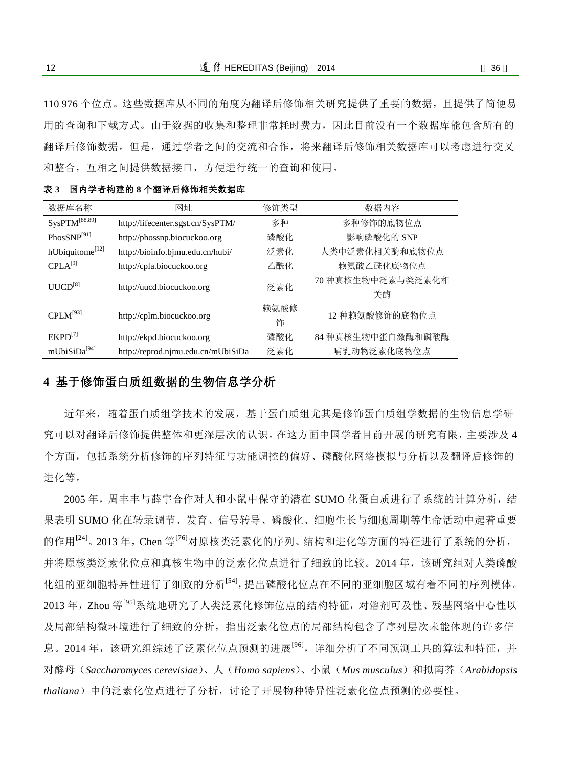110 976 个位点。这些数据库从不同的角度为翻译后修饰相关研究提供了重要的数据，且提供了简便易用的查询和下载方式。由于数据的收集和整理非常耗时费力，因此目前没有一个数据库能包含所有的翻译后修饰数据。但是，通过学者之间的交流和合作，将来翻译后修饰相关数据库可以考虑进行交叉和整合，互相之间提供数据接口，方便进行统一的查询和使用。

**表 3　国内学者构建的 8 个翻译后修饰相关数据库**

| 数据库名称 | 网址 | 修饰类型 | 数据内容 |
|---|---|---|---|
| SysPTM[88,89] | http://lifecenter.sgst.cn/SysPTM/ | 多种 | 多种修饰的底物位点 |
| PhosSNP[91] | http://phossnp.biocuckoo.org | 磷酸化 | 影响磷酸化的 SNP |
| hUbiquitome[92] | http://bioinfo.bjmu.edu.cn/hubi/ | 泛素化 | 人类中泛素化相关酶和底物位点 |
| CPLA[9] | http://cpla.biocuckoo.org | 乙酰化 | 赖氨酸乙酰化底物位点 |
| UUCD[8] | http://uucd.biocuckoo.org | 泛素化 | 70 种真核生物中泛素与类泛素化相关酶 |
| CPLM[93] | http://cplm.biocuckoo.org | 赖氨酸修饰 | 12 种赖氨酸修饰的底物位点 |
| EKPD[7] | http://ekpd.biocuckoo.org | 磷酸化 | 84 种真核生物中蛋白激酶和磷酸酶 |
| mUbiSiDa[94] | http://reprod.njmu.edu.cn/mUbiSiDa | 泛素化 | 哺乳动物泛素化底物位点 |

## 4 基于修饰蛋白质组数据的生物信息学分析

近年来，随着蛋白质组学技术的发展，基于蛋白质组尤其是修饰蛋白质组学数据的生物信息学研究可以对翻译后修饰提供整体和更深层次的认识。在这方面中国学者目前开展的研究有限，主要涉及 4 个方面，包括系统分析修饰的序列特征与功能调控的偏好、磷酸化网络模拟与分析以及翻译后修饰的进化等。

2005 年，周丰丰与薛宇合作对人和小鼠中保守的潜在 SUMO 化蛋白质进行了系统的计算分析，结果表明 SUMO 化在转录调节、发育、信号转导、磷酸化、细胞生长与细胞周期等生命活动中起着重要的作用[24]。2013 年，Chen 等[76]对原核类泛素化的序列、结构和进化等方面的特征进行了系统的分析，并将原核类泛素化位点和真核生物中的泛素化位点进行了细致的比较。2014 年，该研究组对人类磷酸化组的亚细胞特异性进行了细致的分析[54]，提出磷酸化位点在不同的亚细胞区域有着不同的序列模体。2013 年，Zhou 等[95]系统地研究了人类泛素化修饰位点的结构特征，对溶剂可及性、残基网络中心性以及局部结构微环境进行了细致的分析，指出泛素化位点的局部结构包含了序列层次未能体现的许多信息。2014 年，该研究组综述了泛素化位点预测的进展[96]，详细分析了不同预测工具的算法和特征，并对酵母（*Saccharomyces cerevisiae*）、人（*Homo sapiens*）、小鼠（*Mus musculus*）和拟南芥（*Arabidopsis thaliana*）中的泛素化位点进行了分析，讨论了开展物种特异性泛素化位点预测的必要性。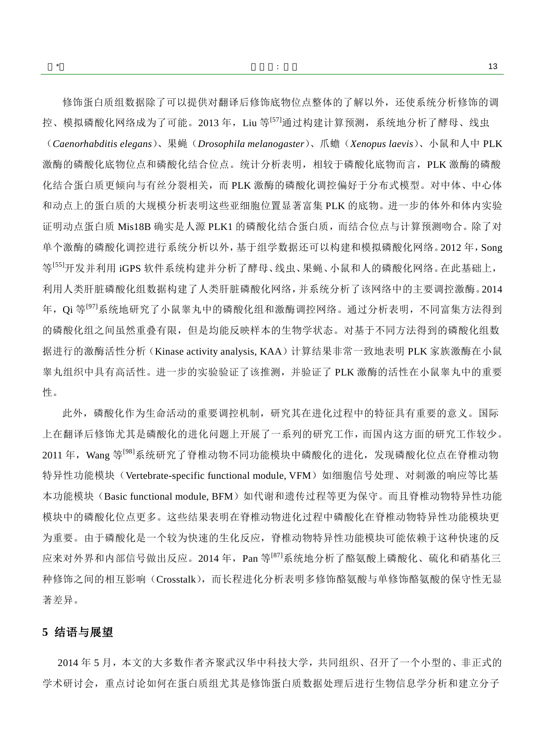修饰蛋白质组数据除了可以提供对翻译后修饰底物位点整体的了解以外，还使系统分析修饰的调控、模拟磷酸化网络成为了可能。2013 年，Liu 等[57]通过构建计算预测，系统地分析了酵母、线虫（*Caenorhabditis elegans*）、果蝇（*Drosophila melanogaster*）、爪蟾（*Xenopus laevis*）、小鼠和人中 PLK 激酶的磷酸化底物位点和磷酸化结合位点。统计分析表明，相较于磷酸化底物而言，PLK 激酶的磷酸化结合蛋白质更倾向与有丝分裂相关，而 PLK 激酶的磷酸化调控偏好于分布式模型。对中体、中心体和动点上的蛋白质的大规模分析表明这些亚细胞位置显著富集 PLK 的底物。进一步的体外和体内实验证明动点蛋白质 Mis18B 确实是人源 PLK1 的磷酸化结合蛋白质，而结合位点与计算预测吻合。除了对单个激酶的磷酸化调控进行系统分析以外，基于组学数据还可以构建和模拟磷酸化网络。2012 年，Song 等[55]开发并利用 iGPS 软件系统构建并分析了酵母、线虫、果蝇、小鼠和人的磷酸化网络。在此基础上，利用人类肝脏磷酸化组数据构建了人类肝脏磷酸化网络，并系统分析了该网络中的主要调控激酶。2014 年，Qi 等[97]系统地研究了小鼠睾丸中的磷酸化组和激酶调控网络。通过分析表明，不同富集方法得到的磷酸化组之间虽然重叠有限，但是均能反映样本的生物学状态。对基于不同方法得到的磷酸化组数据进行的激酶活性分析（Kinase activity analysis, KAA）计算结果非常一致地表明 PLK 家族激酶在小鼠睾丸组织中具有高活性。进一步的实验验证了该推测，并验证了 PLK 激酶的活性在小鼠睾丸中的重要性。

此外，磷酸化作为生命活动的重要调控机制，研究其在进化过程中的特征具有重要的意义。国际上在翻译后修饰尤其是磷酸化的进化问题上开展了一系列的研究工作，而国内这方面的研究工作较少。2011 年，Wang 等[98]系统研究了脊椎动物不同功能模块中磷酸化的进化，发现磷酸化位点在脊椎动物特异性功能模块（Vertebrate-specific functional module, VFM）如细胞信号处理、对刺激的响应等比基本功能模块（Basic functional module, BFM）如代谢和遗传过程等更为保守。而且脊椎动物特异性功能模块中的磷酸化位点更多。这些结果表明在脊椎动物进化过程中磷酸化在脊椎动物特异性功能模块更为重要。由于磷酸化是一个较为快速的生化反应，脊椎动物特异性功能模块可能依赖于这种快速的反应来对外界和内部信号做出反应。2014 年，Pan 等[87]系统地分析了酪氨酸上磷酸化、硫化和硝基化三种修饰之间的相互影响（Crosstalk），而长程进化分析表明多修饰酪氨酸与单修饰酪氨酸的保守性无显著差异。

## 5 结语与展望

2014 年 5 月，本文的大多数作者齐聚武汉华中科技大学，共同组织、召开了一个小型的、非正式的学术研讨会，重点讨论如何在蛋白质组尤其是修饰蛋白质数据处理后进行生物信息学分析和建立分子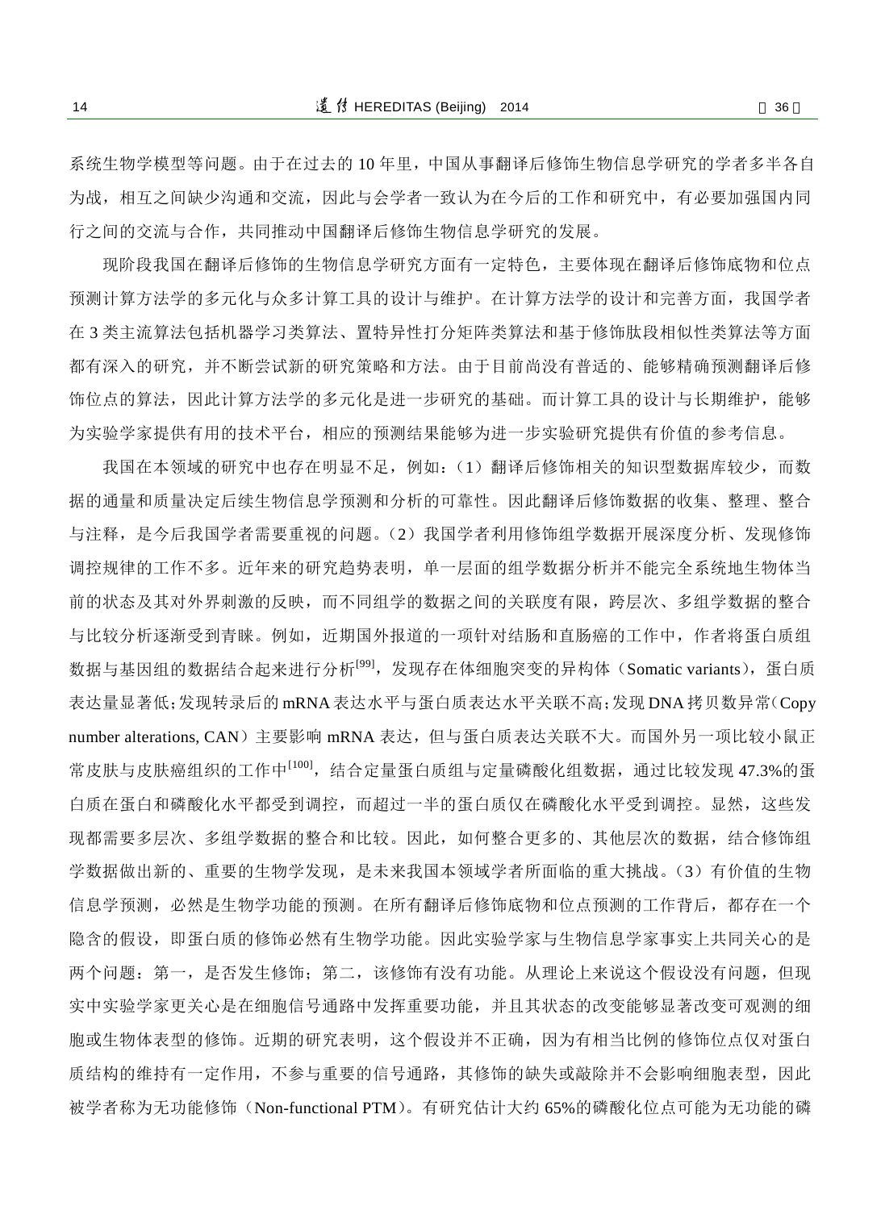系统生物学模型等问题。由于在过去的 10 年里，中国从事翻译后修饰生物信息学研究的学者多半各自为战，相互之间缺少沟通和交流，因此与会学者一致认为在今后的工作和研究中，有必要加强国内同行之间的交流与合作，共同推动中国翻译后修饰生物信息学研究的发展。

现阶段我国在翻译后修饰的生物信息学研究方面有一定特色，主要体现在翻译后修饰底物和位点预测计算方法学的多元化与众多计算工具的设计与维护。在计算方法学的设计和完善方面，我国学者在 3 类主流算法包括机器学习类算法、置特异性打分矩阵类算法和基于修饰肽段相似性类算法等方面都有深入的研究，并不断尝试新的研究策略和方法。由于目前尚没有普适的、能够精确预测翻译后修饰位点的算法，因此计算方法学的多元化是进一步研究的基础。而计算工具的设计与长期维护，能够为实验学家提供有用的技术平台，相应的预测结果能够为进一步实验研究提供有价值的参考信息。

我国在本领域的研究中也存在明显不足，例如：(1）翻译后修饰相关的知识型数据库较少，而数据的通量和质量决定后续生物信息学预测和分析的可靠性。因此翻译后修饰数据的收集、整理、整合与注释，是今后我国学者需要重视的问题。(2）我国学者利用修饰组学数据开展深度分析、发现修饰调控规律的工作不多。近年来的研究趋势表明，单一层面的组学数据分析并不能完全系统地生物体当前的状态及其对外界刺激的反映，而不同组学的数据之间的关联度有限，跨层次、多组学数据的整合与比较分析逐渐受到青睐。例如，近期国外报道的一项针对结肠和直肠癌的工作中，作者将蛋白质组数据与基因组的数据结合起来进行分析[99]，发现存在体细胞突变的异构体（Somatic variants），蛋白质表达量显著低;发现转录后的 mRNA 表达水平与蛋白质表达水平关联不高;发现 DNA 拷贝数异常（Copy number alterations, CAN）主要影响 mRNA 表达，但与蛋白质表达关联不大。而国外另一项比较小鼠正常皮肤与皮肤癌组织的工作中[100]，结合定量蛋白质组与定量磷酸化组数据，通过比较发现 47.3%的蛋白质在蛋白和磷酸化水平都受到调控，而超过一半的蛋白质仅在磷酸化水平受到调控。显然，这些发现都需要多层次、多组学数据的整合和比较。因此，如何整合更多的、其他层次的数据，结合修饰组学数据做出新的、重要的生物学发现，是未来我国本领域学者所面临的重大挑战。(3）有价值的生物信息学预测，必然是生物学功能的预测。在所有翻译后修饰底物和位点预测的工作背后，都存在一个隐含的假设，即蛋白质的修饰必然有生物学功能。因此实验学家与生物信息学家事实上共同关心的是两个问题：第一，是否发生修饰；第二，该修饰有没有功能。从理论上来说这个假设没有问题，但现实中实验学家更关心是在细胞信号通路中发挥重要功能，并且其状态的改变能够显著改变可观测的细胞或生物体表型的修饰。近期的研究表明，这个假设并不正确，因为有相当比例的修饰位点仅对蛋白质结构的维持有一定作用，不参与重要的信号通路，其修饰的缺失或敲除并不会影响细胞表型，因此被学者称为无功能修饰（Non-functional PTM）。有研究估计大约 65%的磷酸化位点可能为无功能的磷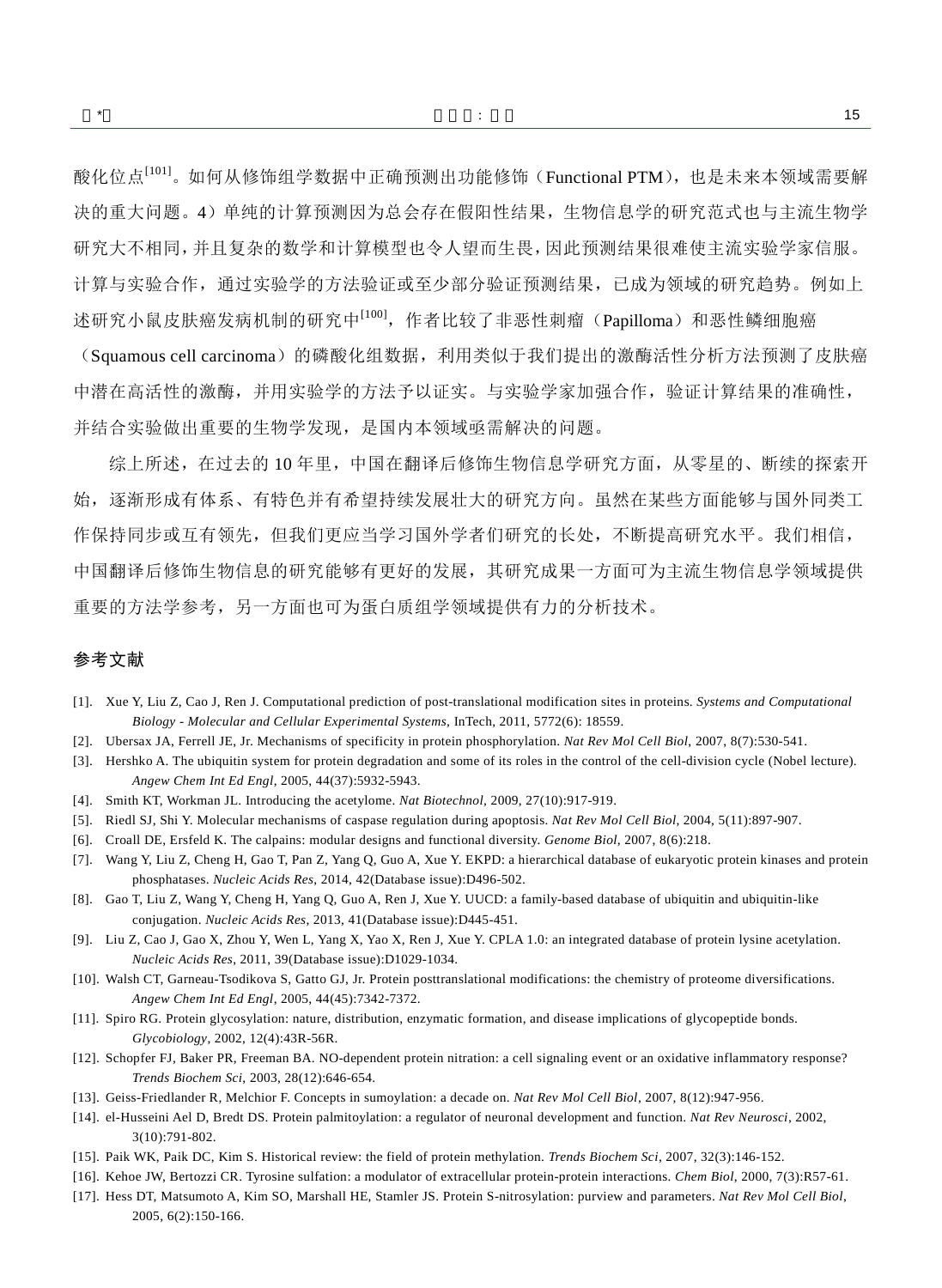酸化位点[101]。如何从修饰组学数据中正确预测出功能修饰（Functional PTM），也是未来本领域需要解决的重大问题。4）单纯的计算预测因为总会存在假阳性结果，生物信息学的研究范式也与主流生物学研究大不相同，并且复杂的数学和计算模型也令人望而生畏，因此预测结果很难使主流实验学家信服。计算与实验合作，通过实验学的方法验证或至少部分验证预测结果，已成为领域的研究趋势。例如上述研究小鼠皮肤癌发病机制的研究中[100]，作者比较了非恶性刺瘤（Papilloma）和恶性鳞细胞癌（Squamous cell carcinoma）的磷酸化组数据，利用类似于我们提出的激酶活性分析方法预测了皮肤癌中潜在高活性的激酶，并用实验学的方法予以证实。与实验学家加强合作，验证计算结果的准确性，并结合实验做出重要的生物学发现，是国内本领域亟需解决的问题。

综上所述，在过去的 10 年里，中国在翻译后修饰生物信息学研究方面，从零星的、断续的探索开始，逐渐形成有体系、有特色并有希望持续发展壮大的研究方向。虽然在某些方面能够与国外同类工作保持同步或互有领先，但我们更应当学习国外学者们研究的长处，不断提高研究水平。我们相信，中国翻译后修饰生物信息的研究能够有更好的发展，其研究成果一方面可为主流生物信息学领域提供重要的方法学参考，另一方面也可为蛋白质组学领域提供有力的分析技术。

## 参考文献

[1]. Xue Y, Liu Z, Cao J, Ren J. Computational prediction of post-translational modification sites in proteins. *Systems and Computational Biology - Molecular and Cellular Experimental Systems*, InTech, 2011, 5772(6): 18559.

[2]. Ubersax JA, Ferrell JE, Jr. Mechanisms of specificity in protein phosphorylation. *Nat Rev Mol Cell Biol*, 2007, 8(7):530-541.

[3]. Hershko A. The ubiquitin system for protein degradation and some of its roles in the control of the cell-division cycle (Nobel lecture). *Angew Chem Int Ed Engl*, 2005, 44(37):5932-5943.

[4]. Smith KT, Workman JL. Introducing the acetylome. *Nat Biotechnol*, 2009, 27(10):917-919.

[5]. Riedl SJ, Shi Y. Molecular mechanisms of caspase regulation during apoptosis. *Nat Rev Mol Cell Biol*, 2004, 5(11):897-907.

[6]. Croall DE, Ersfeld K. The calpains: modular designs and functional diversity. *Genome Biol*, 2007, 8(6):218.

[7]. Wang Y, Liu Z, Cheng H, Gao T, Pan Z, Yang Q, Guo A, Xue Y. EKPD: a hierarchical database of eukaryotic protein kinases and protein phosphatases. *Nucleic Acids Res*, 2014, 42(Database issue):D496-502.

[8]. Gao T, Liu Z, Wang Y, Cheng H, Yang Q, Guo A, Ren J, Xue Y. UUCD: a family-based database of ubiquitin and ubiquitin-like conjugation. *Nucleic Acids Res*, 2013, 41(Database issue):D445-451.

[9]. Liu Z, Cao J, Gao X, Zhou Y, Wen L, Yang X, Yao X, Ren J, Xue Y. CPLA 1.0: an integrated database of protein lysine acetylation. *Nucleic Acids Res*, 2011, 39(Database issue):D1029-1034.

[10]. Walsh CT, Garneau-Tsodikova S, Gatto GJ, Jr. Protein posttranslational modifications: the chemistry of proteome diversifications. *Angew Chem Int Ed Engl*, 2005, 44(45):7342-7372.

[11]. Spiro RG. Protein glycosylation: nature, distribution, enzymatic formation, and disease implications of glycopeptide bonds. *Glycobiology*, 2002, 12(4):43R-56R.

[12]. Schopfer FJ, Baker PR, Freeman BA. NO-dependent protein nitration: a cell signaling event or an oxidative inflammatory response? *Trends Biochem Sci*, 2003, 28(12):646-654.

[13]. Geiss-Friedlander R, Melchior F. Concepts in sumoylation: a decade on. *Nat Rev Mol Cell Biol*, 2007, 8(12):947-956.

[14]. el-Husseini Ael D, Bredt DS. Protein palmitoylation: a regulator of neuronal development and function. *Nat Rev Neurosci*, 2002, 3(10):791-802.

[15]. Paik WK, Paik DC, Kim S. Historical review: the field of protein methylation. *Trends Biochem Sci*, 2007, 32(3):146-152.

[16]. Kehoe JW, Bertozzi CR. Tyrosine sulfation: a modulator of extracellular protein-protein interactions. *Chem Biol*, 2000, 7(3):R57-61.

[17]. Hess DT, Matsumoto A, Kim SO, Marshall HE, Stamler JS. Protein S-nitrosylation: purview and parameters. *Nat Rev Mol Cell Biol*, 2005, 6(2):150-166.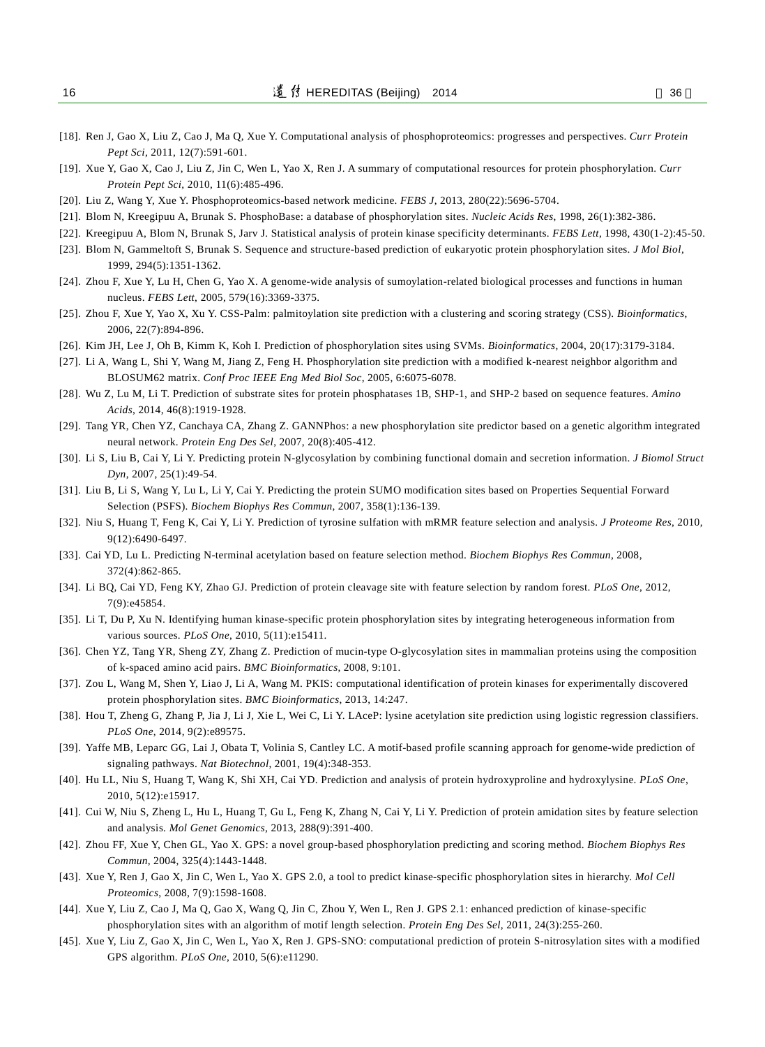[18]. Ren J, Gao X, Liu Z, Cao J, Ma Q, Xue Y. Computational analysis of phosphoproteomics: progresses and perspectives. *Curr Protein Pept Sci*, 2011, 12(7):591-601.

[19]. Xue Y, Gao X, Cao J, Liu Z, Jin C, Wen L, Yao X, Ren J. A summary of computational resources for protein phosphorylation. *Curr Protein Pept Sci*, 2010, 11(6):485-496.

[20]. Liu Z, Wang Y, Xue Y. Phosphoproteomics-based network medicine. *FEBS J*, 2013, 280(22):5696-5704.

[21]. Blom N, Kreegipuu A, Brunak S. PhosphoBase: a database of phosphorylation sites. *Nucleic Acids Res*, 1998, 26(1):382-386.

[22]. Kreegipuu A, Blom N, Brunak S, Jarv J. Statistical analysis of protein kinase specificity determinants. *FEBS Lett*, 1998, 430(1-2):45-50.

[23]. Blom N, Gammeltoft S, Brunak S. Sequence and structure-based prediction of eukaryotic protein phosphorylation sites. *J Mol Biol*, 1999, 294(5):1351-1362.

[24]. Zhou F, Xue Y, Lu H, Chen G, Yao X. A genome-wide analysis of sumoylation-related biological processes and functions in human nucleus. *FEBS Lett*, 2005, 579(16):3369-3375.

[25]. Zhou F, Xue Y, Yao X, Xu Y. CSS-Palm: palmitoylation site prediction with a clustering and scoring strategy (CSS). *Bioinformatics*, 2006, 22(7):894-896.

[26]. Kim JH, Lee J, Oh B, Kimm K, Koh I. Prediction of phosphorylation sites using SVMs. *Bioinformatics*, 2004, 20(17):3179-3184.

[27]. Li A, Wang L, Shi Y, Wang M, Jiang Z, Feng H. Phosphorylation site prediction with a modified k-nearest neighbor algorithm and BLOSUM62 matrix. *Conf Proc IEEE Eng Med Biol Soc*, 2005, 6:6075-6078.

[28]. Wu Z, Lu M, Li T. Prediction of substrate sites for protein phosphatases 1B, SHP-1, and SHP-2 based on sequence features. *Amino Acids*, 2014, 46(8):1919-1928.

[29]. Tang YR, Chen YZ, Canchaya CA, Zhang Z. GANNPhos: a new phosphorylation site predictor based on a genetic algorithm integrated neural network. *Protein Eng Des Sel*, 2007, 20(8):405-412.

[30]. Li S, Liu B, Cai Y, Li Y. Predicting protein N-glycosylation by combining functional domain and secretion information. *J Biomol Struct Dyn*, 2007, 25(1):49-54.

[31]. Liu B, Li S, Wang Y, Lu L, Li Y, Cai Y. Predicting the protein SUMO modification sites based on Properties Sequential Forward Selection (PSFS). *Biochem Biophys Res Commun*, 2007, 358(1):136-139.

[32]. Niu S, Huang T, Feng K, Cai Y, Li Y. Prediction of tyrosine sulfation with mRMR feature selection and analysis. *J Proteome Res*, 2010, 9(12):6490-6497.

[33]. Cai YD, Lu L. Predicting N-terminal acetylation based on feature selection method. *Biochem Biophys Res Commun*, 2008, 372(4):862-865.

[34]. Li BQ, Cai YD, Feng KY, Zhao GJ. Prediction of protein cleavage site with feature selection by random forest. *PLoS One*, 2012, 7(9):e45854.

[35]. Li T, Du P, Xu N. Identifying human kinase-specific protein phosphorylation sites by integrating heterogeneous information from various sources. *PLoS One*, 2010, 5(11):e15411.

[36]. Chen YZ, Tang YR, Sheng ZY, Zhang Z. Prediction of mucin-type O-glycosylation sites in mammalian proteins using the composition of k-spaced amino acid pairs. *BMC Bioinformatics*, 2008, 9:101.

[37]. Zou L, Wang M, Shen Y, Liao J, Li A, Wang M. PKIS: computational identification of protein kinases for experimentally discovered protein phosphorylation sites. *BMC Bioinformatics*, 2013, 14:247.

[38]. Hou T, Zheng G, Zhang P, Jia J, Li J, Xie L, Wei C, Li Y. LAceP: lysine acetylation site prediction using logistic regression classifiers. *PLoS One*, 2014, 9(2):e89575.

[39]. Yaffe MB, Leparc GG, Lai J, Obata T, Volinia S, Cantley LC. A motif-based profile scanning approach for genome-wide prediction of signaling pathways. *Nat Biotechnol*, 2001, 19(4):348-353.

[40]. Hu LL, Niu S, Huang T, Wang K, Shi XH, Cai YD. Prediction and analysis of protein hydroxyproline and hydroxylysine. *PLoS One*, 2010, 5(12):e15917.

[41]. Cui W, Niu S, Zheng L, Hu L, Huang T, Gu L, Feng K, Zhang N, Cai Y, Li Y. Prediction of protein amidation sites by feature selection and analysis. *Mol Genet Genomics*, 2013, 288(9):391-400.

[42]. Zhou FF, Xue Y, Chen GL, Yao X. GPS: a novel group-based phosphorylation predicting and scoring method. *Biochem Biophys Res Commun*, 2004, 325(4):1443-1448.

[43]. Xue Y, Ren J, Gao X, Jin C, Wen L, Yao X. GPS 2.0, a tool to predict kinase-specific phosphorylation sites in hierarchy. *Mol Cell Proteomics*, 2008, 7(9):1598-1608.

[44]. Xue Y, Liu Z, Cao J, Ma Q, Gao X, Wang Q, Jin C, Zhou Y, Wen L, Ren J. GPS 2.1: enhanced prediction of kinase-specific phosphorylation sites with an algorithm of motif length selection. *Protein Eng Des Sel*, 2011, 24(3):255-260.

[45]. Xue Y, Liu Z, Gao X, Jin C, Wen L, Yao X, Ren J. GPS-SNO: computational prediction of protein S-nitrosylation sites with a modified GPS algorithm. *PLoS One*, 2010, 5(6):e11290.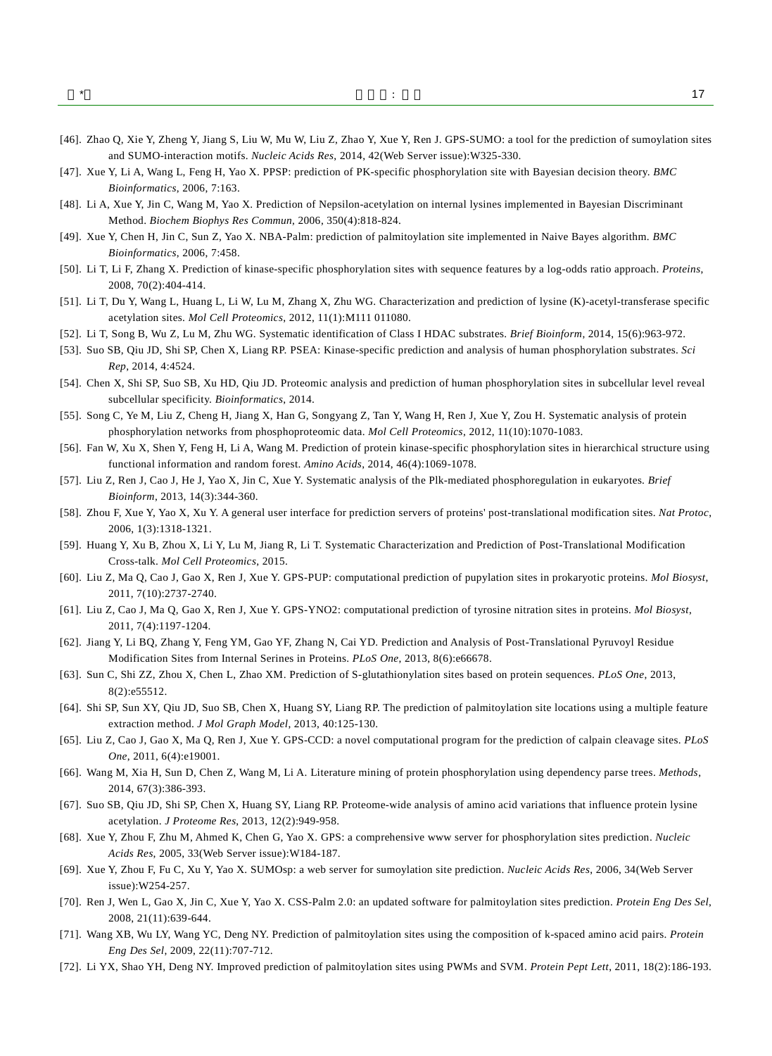[46]. Zhao Q, Xie Y, Zheng Y, Jiang S, Liu W, Mu W, Liu Z, Zhao Y, Xue Y, Ren J. GPS-SUMO: a tool for the prediction of sumoylation sites and SUMO-interaction motifs. *Nucleic Acids Res*, 2014, 42(Web Server issue):W325-330.

[47]. Xue Y, Li A, Wang L, Feng H, Yao X. PPSP: prediction of PK-specific phosphorylation site with Bayesian decision theory. *BMC Bioinformatics*, 2006, 7:163.

[48]. Li A, Xue Y, Jin C, Wang M, Yao X. Prediction of Nepsilon-acetylation on internal lysines implemented in Bayesian Discriminant Method. *Biochem Biophys Res Commun*, 2006, 350(4):818-824.

[49]. Xue Y, Chen H, Jin C, Sun Z, Yao X. NBA-Palm: prediction of palmitoylation site implemented in Naive Bayes algorithm. *BMC Bioinformatics*, 2006, 7:458.

[50]. Li T, Li F, Zhang X. Prediction of kinase-specific phosphorylation sites with sequence features by a log-odds ratio approach. *Proteins*, 2008, 70(2):404-414.

[51]. Li T, Du Y, Wang L, Huang L, Li W, Lu M, Zhang X, Zhu WG. Characterization and prediction of lysine (K)-acetyl-transferase specific acetylation sites. *Mol Cell Proteomics*, 2012, 11(1):M111 011080.

[52]. Li T, Song B, Wu Z, Lu M, Zhu WG. Systematic identification of Class I HDAC substrates. *Brief Bioinform*, 2014, 15(6):963-972.

[53]. Suo SB, Qiu JD, Shi SP, Chen X, Liang RP. PSEA: Kinase-specific prediction and analysis of human phosphorylation substrates. *Sci Rep*, 2014, 4:4524.

[54]. Chen X, Shi SP, Suo SB, Xu HD, Qiu JD. Proteomic analysis and prediction of human phosphorylation sites in subcellular level reveal subcellular specificity. *Bioinformatics*, 2014.

[55]. Song C, Ye M, Liu Z, Cheng H, Jiang X, Han G, Songyang Z, Tan Y, Wang H, Ren J, Xue Y, Zou H. Systematic analysis of protein phosphorylation networks from phosphoproteomic data. *Mol Cell Proteomics*, 2012, 11(10):1070-1083.

[56]. Fan W, Xu X, Shen Y, Feng H, Li A, Wang M. Prediction of protein kinase-specific phosphorylation sites in hierarchical structure using functional information and random forest. *Amino Acids*, 2014, 46(4):1069-1078.

[57]. Liu Z, Ren J, Cao J, He J, Yao X, Jin C, Xue Y. Systematic analysis of the Plk-mediated phosphoregulation in eukaryotes. *Brief Bioinform*, 2013, 14(3):344-360.

[58]. Zhou F, Xue Y, Yao X, Xu Y. A general user interface for prediction servers of proteins' post-translational modification sites. *Nat Protoc*, 2006, 1(3):1318-1321.

[59]. Huang Y, Xu B, Zhou X, Li Y, Lu M, Jiang R, Li T. Systematic Characterization and Prediction of Post-Translational Modification Cross-talk. *Mol Cell Proteomics*, 2015.

[60]. Liu Z, Ma Q, Cao J, Gao X, Ren J, Xue Y. GPS-PUP: computational prediction of pupylation sites in prokaryotic proteins. *Mol Biosyst*, 2011, 7(10):2737-2740.

[61]. Liu Z, Cao J, Ma Q, Gao X, Ren J, Xue Y. GPS-YNO2: computational prediction of tyrosine nitration sites in proteins. *Mol Biosyst*, 2011, 7(4):1197-1204.

[62]. Jiang Y, Li BQ, Zhang Y, Feng YM, Gao YF, Zhang N, Cai YD. Prediction and Analysis of Post-Translational Pyruvoyl Residue Modification Sites from Internal Serines in Proteins. *PLoS One*, 2013, 8(6):e66678.

[63]. Sun C, Shi ZZ, Zhou X, Chen L, Zhao XM. Prediction of S-glutathionylation sites based on protein sequences. *PLoS One*, 2013, 8(2):e55512.

[64]. Shi SP, Sun XY, Qiu JD, Suo SB, Chen X, Huang SY, Liang RP. The prediction of palmitoylation site locations using a multiple feature extraction method. *J Mol Graph Model*, 2013, 40:125-130.

[65]. Liu Z, Cao J, Gao X, Ma Q, Ren J, Xue Y. GPS-CCD: a novel computational program for the prediction of calpain cleavage sites. *PLoS One*, 2011, 6(4):e19001.

[66]. Wang M, Xia H, Sun D, Chen Z, Wang M, Li A. Literature mining of protein phosphorylation using dependency parse trees. *Methods*, 2014, 67(3):386-393.

[67]. Suo SB, Qiu JD, Shi SP, Chen X, Huang SY, Liang RP. Proteome-wide analysis of amino acid variations that influence protein lysine acetylation. *J Proteome Res*, 2013, 12(2):949-958.

[68]. Xue Y, Zhou F, Zhu M, Ahmed K, Chen G, Yao X. GPS: a comprehensive www server for phosphorylation sites prediction. *Nucleic Acids Res*, 2005, 33(Web Server issue):W184-187.

[69]. Xue Y, Zhou F, Fu C, Xu Y, Yao X. SUMOsp: a web server for sumoylation site prediction. *Nucleic Acids Res*, 2006, 34(Web Server issue):W254-257.

[70]. Ren J, Wen L, Gao X, Jin C, Xue Y, Yao X. CSS-Palm 2.0: an updated software for palmitoylation sites prediction. *Protein Eng Des Sel*, 2008, 21(11):639-644.

[71]. Wang XB, Wu LY, Wang YC, Deng NY. Prediction of palmitoylation sites using the composition of k-spaced amino acid pairs. *Protein Eng Des Sel*, 2009, 22(11):707-712.

[72]. Li YX, Shao YH, Deng NY. Improved prediction of palmitoylation sites using PWMs and SVM. *Protein Pept Lett*, 2011, 18(2):186-193.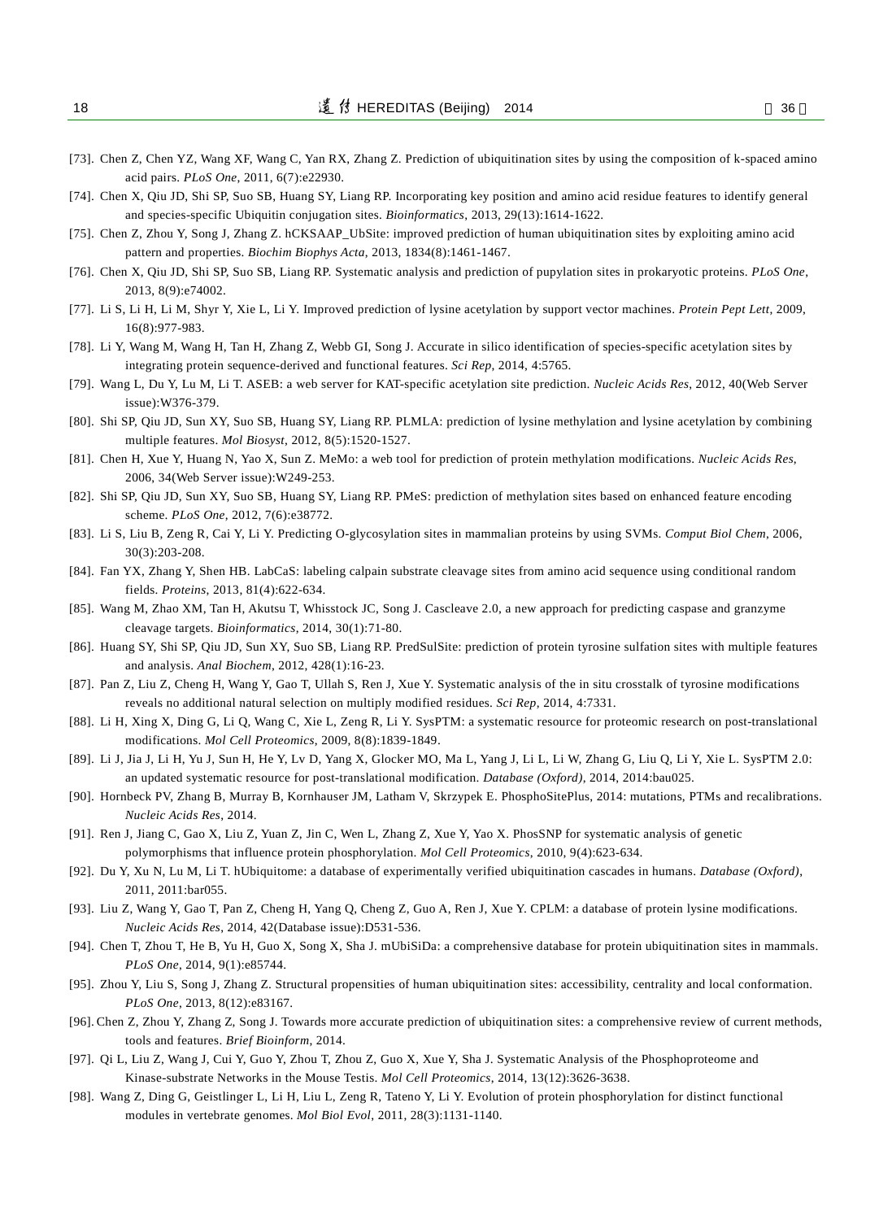[73]. Chen Z, Chen YZ, Wang XF, Wang C, Yan RX, Zhang Z. Prediction of ubiquitination sites by using the composition of k-spaced amino acid pairs. *PLoS One*, 2011, 6(7):e22930.

[74]. Chen X, Qiu JD, Shi SP, Suo SB, Huang SY, Liang RP. Incorporating key position and amino acid residue features to identify general and species-specific Ubiquitin conjugation sites. *Bioinformatics*, 2013, 29(13):1614-1622.

[75]. Chen Z, Zhou Y, Song J, Zhang Z. hCKSAAP_UbSite: improved prediction of human ubiquitination sites by exploiting amino acid pattern and properties. *Biochim Biophys Acta*, 2013, 1834(8):1461-1467.

[76]. Chen X, Qiu JD, Shi SP, Suo SB, Liang RP. Systematic analysis and prediction of pupylation sites in prokaryotic proteins. *PLoS One*, 2013, 8(9):e74002.

[77]. Li S, Li H, Li M, Shyr Y, Xie L, Li Y. Improved prediction of lysine acetylation by support vector machines. *Protein Pept Lett*, 2009, 16(8):977-983.

[78]. Li Y, Wang M, Wang H, Tan H, Zhang Z, Webb GI, Song J. Accurate in silico identification of species-specific acetylation sites by integrating protein sequence-derived and functional features. *Sci Rep*, 2014, 4:5765.

[79]. Wang L, Du Y, Lu M, Li T. ASEB: a web server for KAT-specific acetylation site prediction. *Nucleic Acids Res*, 2012, 40(Web Server issue):W376-379.

[80]. Shi SP, Qiu JD, Sun XY, Suo SB, Huang SY, Liang RP. PLMLA: prediction of lysine methylation and lysine acetylation by combining multiple features. *Mol Biosyst*, 2012, 8(5):1520-1527.

[81]. Chen H, Xue Y, Huang N, Yao X, Sun Z. MeMo: a web tool for prediction of protein methylation modifications. *Nucleic Acids Res*, 2006, 34(Web Server issue):W249-253.

[82]. Shi SP, Qiu JD, Sun XY, Suo SB, Huang SY, Liang RP. PMeS: prediction of methylation sites based on enhanced feature encoding scheme. *PLoS One*, 2012, 7(6):e38772.

[83]. Li S, Liu B, Zeng R, Cai Y, Li Y. Predicting O-glycosylation sites in mammalian proteins by using SVMs. *Comput Biol Chem*, 2006, 30(3):203-208.

[84]. Fan YX, Zhang Y, Shen HB. LabCaS: labeling calpain substrate cleavage sites from amino acid sequence using conditional random fields. *Proteins*, 2013, 81(4):622-634.

[85]. Wang M, Zhao XM, Tan H, Akutsu T, Whisstock JC, Song J. Cascleave 2.0, a new approach for predicting caspase and granzyme cleavage targets. *Bioinformatics*, 2014, 30(1):71-80.

[86]. Huang SY, Shi SP, Qiu JD, Sun XY, Suo SB, Liang RP. PredSulSite: prediction of protein tyrosine sulfation sites with multiple features and analysis. *Anal Biochem*, 2012, 428(1):16-23.

[87]. Pan Z, Liu Z, Cheng H, Wang Y, Gao T, Ullah S, Ren J, Xue Y. Systematic analysis of the in situ crosstalk of tyrosine modifications reveals no additional natural selection on multiply modified residues. *Sci Rep*, 2014, 4:7331.

[88]. Li H, Xing X, Ding G, Li Q, Wang C, Xie L, Zeng R, Li Y. SysPTM: a systematic resource for proteomic research on post-translational modifications. *Mol Cell Proteomics*, 2009, 8(8):1839-1849.

[89]. Li J, Jia J, Li H, Yu J, Sun H, He Y, Lv D, Yang X, Glocker MO, Ma L, Yang J, Li L, Li W, Zhang G, Liu Q, Li Y, Xie L. SysPTM 2.0: an updated systematic resource for post-translational modification. *Database (Oxford)*, 2014, 2014:bau025.

[90]. Hornbeck PV, Zhang B, Murray B, Kornhauser JM, Latham V, Skrzypek E. PhosphoSitePlus, 2014: mutations, PTMs and recalibrations. *Nucleic Acids Res*, 2014.

[91]. Ren J, Jiang C, Gao X, Liu Z, Yuan Z, Jin C, Wen L, Zhang Z, Xue Y, Yao X. PhosSNP for systematic analysis of genetic polymorphisms that influence protein phosphorylation. *Mol Cell Proteomics*, 2010, 9(4):623-634.

[92]. Du Y, Xu N, Lu M, Li T. hUbiquitome: a database of experimentally verified ubiquitination cascades in humans. *Database (Oxford)*, 2011, 2011:bar055.

[93]. Liu Z, Wang Y, Gao T, Pan Z, Cheng H, Yang Q, Cheng Z, Guo A, Ren J, Xue Y. CPLM: a database of protein lysine modifications. *Nucleic Acids Res*, 2014, 42(Database issue):D531-536.

[94]. Chen T, Zhou T, He B, Yu H, Guo X, Song X, Sha J. mUbiSiDa: a comprehensive database for protein ubiquitination sites in mammals. *PLoS One*, 2014, 9(1):e85744.

[95]. Zhou Y, Liu S, Song J, Zhang Z. Structural propensities of human ubiquitination sites: accessibility, centrality and local conformation. *PLoS One*, 2013, 8(12):e83167.

[96]. Chen Z, Zhou Y, Zhang Z, Song J. Towards more accurate prediction of ubiquitination sites: a comprehensive review of current methods, tools and features. *Brief Bioinform*, 2014.

[97]. Qi L, Liu Z, Wang J, Cui Y, Guo Y, Zhou T, Zhou Z, Guo X, Xue Y, Sha J. Systematic Analysis of the Phosphoproteome and Kinase-substrate Networks in the Mouse Testis. *Mol Cell Proteomics*, 2014, 13(12):3626-3638.

[98]. Wang Z, Ding G, Geistlinger L, Li H, Liu L, Zeng R, Tateno Y, Li Y. Evolution of protein phosphorylation for distinct functional modules in vertebrate genomes. *Mol Biol Evol*, 2011, 28(3):1131-1140.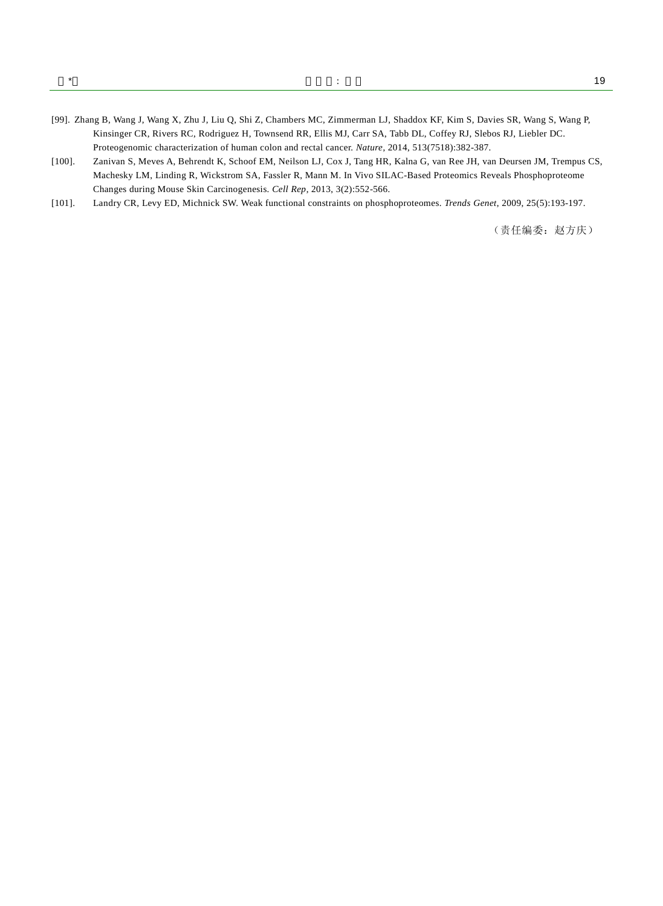[99]. Zhang B, Wang J, Wang X, Zhu J, Liu Q, Shi Z, Chambers MC, Zimmerman LJ, Shaddox KF, Kim S, Davies SR, Wang S, Wang P, Kinsinger CR, Rivers RC, Rodriguez H, Townsend RR, Ellis MJ, Carr SA, Tabb DL, Coffey RJ, Slebos RJ, Liebler DC. Proteogenomic characterization of human colon and rectal cancer. *Nature*, 2014, 513(7518):382-387.

[100]. Zanivan S, Meves A, Behrendt K, Schoof EM, Neilson LJ, Cox J, Tang HR, Kalna G, van Ree JH, van Deursen JM, Trempus CS, Machesky LM, Linding R, Wickstrom SA, Fassler R, Mann M. In Vivo SILAC-Based Proteomics Reveals Phosphoproteome Changes during Mouse Skin Carcinogenesis. *Cell Rep*, 2013, 3(2):552-566.

[101]. Landry CR, Levy ED, Michnick SW. Weak functional constraints on phosphoproteomes. *Trends Genet*, 2009, 25(5):193-197.

（责任编委：赵方庆）